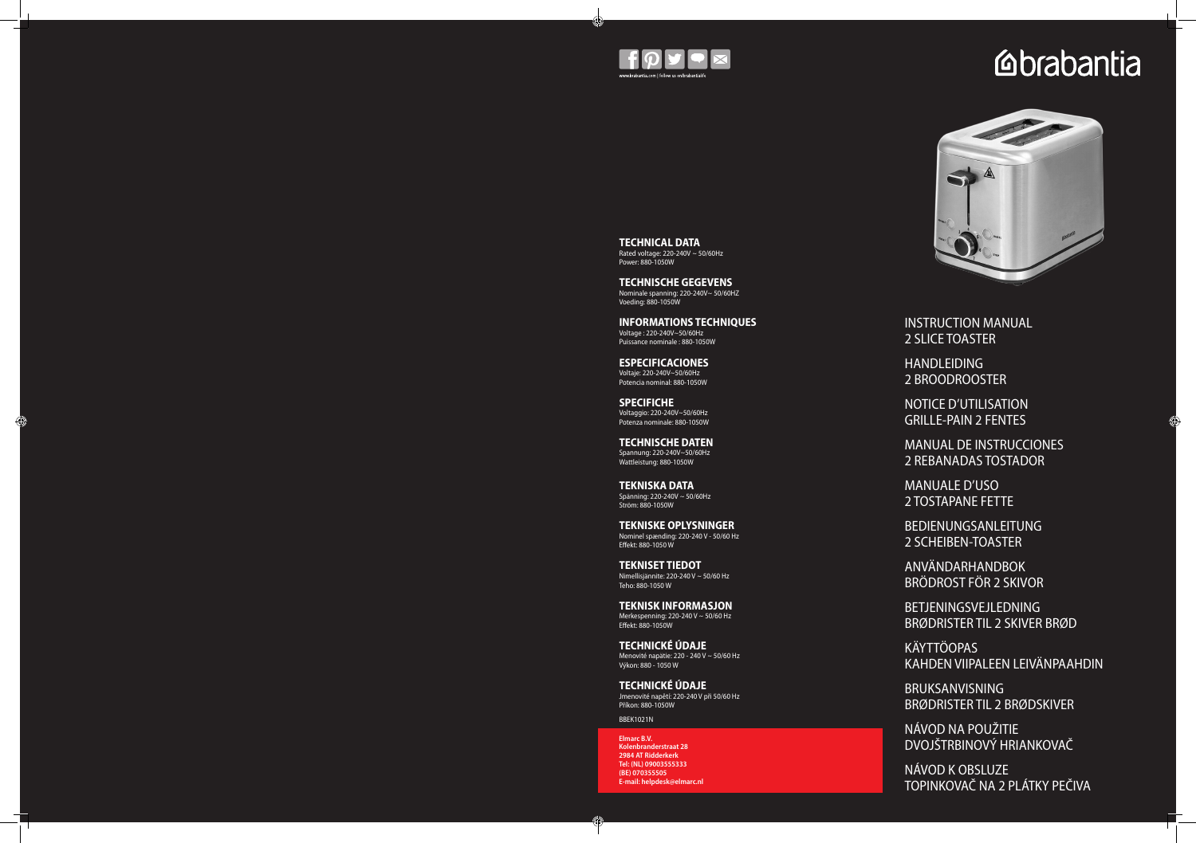www.brabantia.com | follow us on @brabantialife

# brabantia

INSTRUCTION MANUAL
2 SLICE TOASTER

HANDLEIDING
2 BROODROOSTER

NOTICE D'UTILISATION
GRILLE-PAIN 2 FENTES

MANUAL DE INSTRUCCIONES
2 REBANADAS TOSTADOR

MANUALE D'USO
2 TOSTAPANE FETTE

BEDIENUNGSANLEITUNG
2 SCHEIBEN-TOASTER

ANVÄNDARHANDBOK
BRÖDROST FÖR 2 SKIVOR

BETJENINGSVEJLEDNING
BRØDRISTER TIL 2 SKIVER BRØD

KÄYTTÖOPAS
KAHDEN VIIPALEEN LEIVÄNPAAHDIN

BRUKSANVISNING
BRØDRISTER TIL 2 BRØDSKIVER

NÁVOD NA POUŽITIE
DVOJŠTRBINOVÝ HRIANKOVAČ

NÁVOD K OBSLUZE
TOPINKOVAČ NA 2 PLÁTKY PEČIVA

**TECHNICAL DATA**
Rated voltage: 220-240V ~ 50/60Hz
Power: 880-1050W

**TECHNISCHE GEGEVENS**
Nominale spanning: 220-240V~ 50/60HZ
Voeding: 880-1050W

**INFORMATIONS TECHNIQUES**
Voltage : 220-240V~50/60Hz
Puissance nominale : 880-1050W

**ESPECIFICACIONES**
Voltaje: 220-240V~50/60Hz
Potencia nominal: 880-1050W

**SPECIFICHE**
Voltaggio: 220-240V~50/60Hz
Potenza nominale: 880-1050W

**TECHNISCHE DATEN**
Spannung: 220-240V~50/60Hz
Wattleistung: 880-1050W

**TEKNISKA DATA**
Spänning: 220-240V ~ 50/60Hz
Ström: 880-1050W

**TEKNISKE OPLYSNINGER**
Nominel spænding: 220-240 V - 50/60 Hz
Effekt: 880-1050 W

**TEKNISET TIEDOT**
Nimellisjännite: 220-240 V ~ 50/60 Hz
Teho: 880-1050 W

**TEKNISK INFORMASJON**
Merkespenning: 220-240 V ~ 50/60 Hz
Effekt: 880-1050W

**TECHNICKÉ ÚDAJE**
Menovité napätie: 220 - 240 V ~ 50/60 Hz
Výkon: 880 - 1050 W

**TECHNICKÉ ÚDAJE**
Jmenovité napětí: 220-240 V při 50/60 Hz
Příkon: 880-1050W

BBEK1021N

**Elmarc B.V.**
**Kolenbranderstraat 28**
**2984 AT Ridderkerk**
**Tel: (NL) 09003555333**
**(BE) 070355505**
**E-mail: helpdesk@elmarc.nl**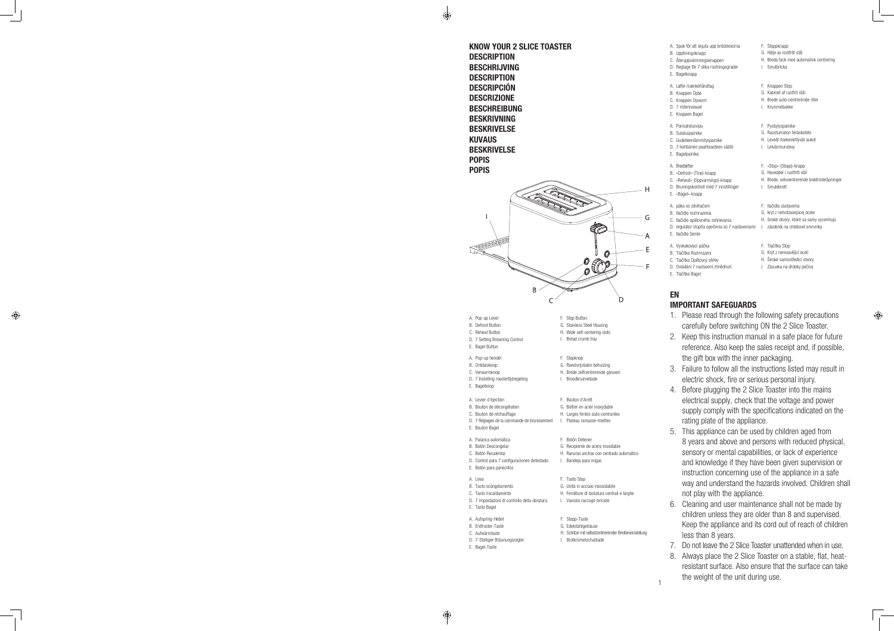# KNOW YOUR 2 SLICE TOASTER
## DESCRIPTION
## BESCHRIJVING
## DESCRIPTION
## DESCRIPCIÓN
## DESCRIZIONE
## BESCHREIBUNG
## BESKRIVNING
## BESKRIVELSE
## KUVAUS
## BESKRIVELSE
## POPIS
## POPIS

A. Pop-up Lever
B. Defrost Button
C. Reheat Button
D. 7 Setting Browning Control
E. Bagel Button
F. Stop Button
G. Stainless Steel Housing
H. Wide self-centering slots
I. Bread crumb tray

A. Pop-up hendel
B. Ontdooiknop
C. Verwarmknop
D. 7 Instelling roostertijdregeling
E. Bagelknop
F. Stopknop
G. Roestvrijstalen behuizing
H. Brede zelfcentrerende gleuven
I. Broodkruimellade

A. Levier d'éjection
B. Bouton de décongélation
C. Bouton de réchauffage
D. 7 Réglages de la commande de brunissement
E. Bouton Bagel
F. Bouton d'Arrêt
G. Boîtier en acier inoxydable
H. Larges fentes auto-centrantes
I. Plateau ramasse-miettes

A. Palanca automática
B. Botón Descongelar
C. Botón Recalentar
D. Control para 7 configuraciones detestado
E. Botón para panecillos
F. Botón Detener
G. Recipiente de acero inoxidable
H. Ranuras anchas con centrado automático
I. Bandeja para migas

A. Leva
B. Tasto scongelamento
C. Tasto riscaldamento
D. 7 impostazioni di controllo della doratura
E. Tasto Bagel
F. Tasto Stop
G. Unità in acciaio inossidabile
H. Fenditure di tostatura centrali e larghe
I. Vassoio raccogli-briciole

A. Aufspring-Hebel
B. Entfroster-Taste
C. Aufwärmtaste
D. 7-Stelliger Bräunungsregler
E. Bagel-Taste
F. Stopp-Taste
G. Edelstahlgehäuse
H. Schlitze mit selbstzentrierender Breiteneinstellung
I. Brotkrümelschublade

A. Spak för att skjuta upp brödskivorna
B. Upptiningsknapp
C. Återuppvärmningsknappen
D. Reglage för 7 olika rostningsgrader
E. Bagelknapp
F. Stoppknapp
G. Hölje av rostfritt stål
H. Breda fack med automatisk centrering
I. Smulbricka

A. Løfte-/sænkehåndtag
B. Knappen Optø
C. Knappen Opvarm
D. 7 risteniveauer
E. Knappen Bagel
F. Knappen Stop
G. Kabinet af rustfrit stål
H. Brede auto-centrerende riller
I. Krummebakke

A. Ponnahdusvipu
B. Sulatuspainike
C. Uudelleenlämmityspainike
D. 7-kohtainen paahtoasteen säätö
E. Bagelpainike
F. Pysäytyspainike
G. Ruostumaton teräskotelo
H. Leveät itsekeskittyvät aukot
I. Leivänmurulevy

A. Brødløfter
B. «Defrost» (Tine)-knapp
C. «Reheat» (Oppvarmings)-knapp
D. Bruningskontroll med 7 innstillinger
E. «Bagel»-knapp
F. «Stop» (Stopp)-knapp
G. Hoveddel i rustfritt stål
H. Brede, selvsentrerende brødristeråpninger
I. Smulebrett

A. páka so zdvíhačom
B. tlačidlo rozmrazenia
C. tlačidlo opätovného zohrievania
D. regulátor stupňa opečenia so 7 nastaveniami
E. tlačidlo žemle
F. tlačidlo zastavenia
G. kryt z nehrdzavejúcej ocele
H. široké otvory, ktoré sa samy vycentrujú
I. zásobník na chlebové omrvinky

A. Vyskakovací páčka
B. Tlačítko Rozmrazení
C. Tlačítko Opětovný ohřev
D. Ovládání 7 nastavení zhnědnutí
E. Tlačítko Bagel
F. Tlačítko Stop
G. Kryt z nerezavějící oceli
H. Široké samostředicí otvory
I. Zásuvka na drobky pečiva

# EN
## IMPORTANT SAFEGUARDS

1. Please read through the following safety precautions carefully before switching ON the 2 Slice Toaster.
2. Keep this instruction manual in a safe place for future reference. Also keep the sales receipt and, if possible, the gift box with the inner packaging.
3. Failure to follow all the instructions listed may result in electric shock, fire or serious personal injury.
4. Before plugging the 2 Slice Toaster into the mains electrical supply, check that the voltage and power supply comply with the specifications indicated on the rating plate of the appliance.
5. This appliance can be used by children aged from 8 years and above and persons with reduced physical, sensory or mental capabilities, or lack of experience and knowledge if they have been given supervision or instruction concerning use of the appliance in a safe way and understand the hazards involved. Children shall not play with the appliance.
6. Cleaning and user maintenance shall not be made by children unless they are older than 8 and supervised. Keep the appliance and its cord out of reach of children less than 8 years.
7. Do not leave the 2 Slice Toaster unattended when in use.
8. Always place the 2 Slice Toaster on a stable, flat, heat-resistant surface. Also ensure that the surface can take the weight of the unit during use.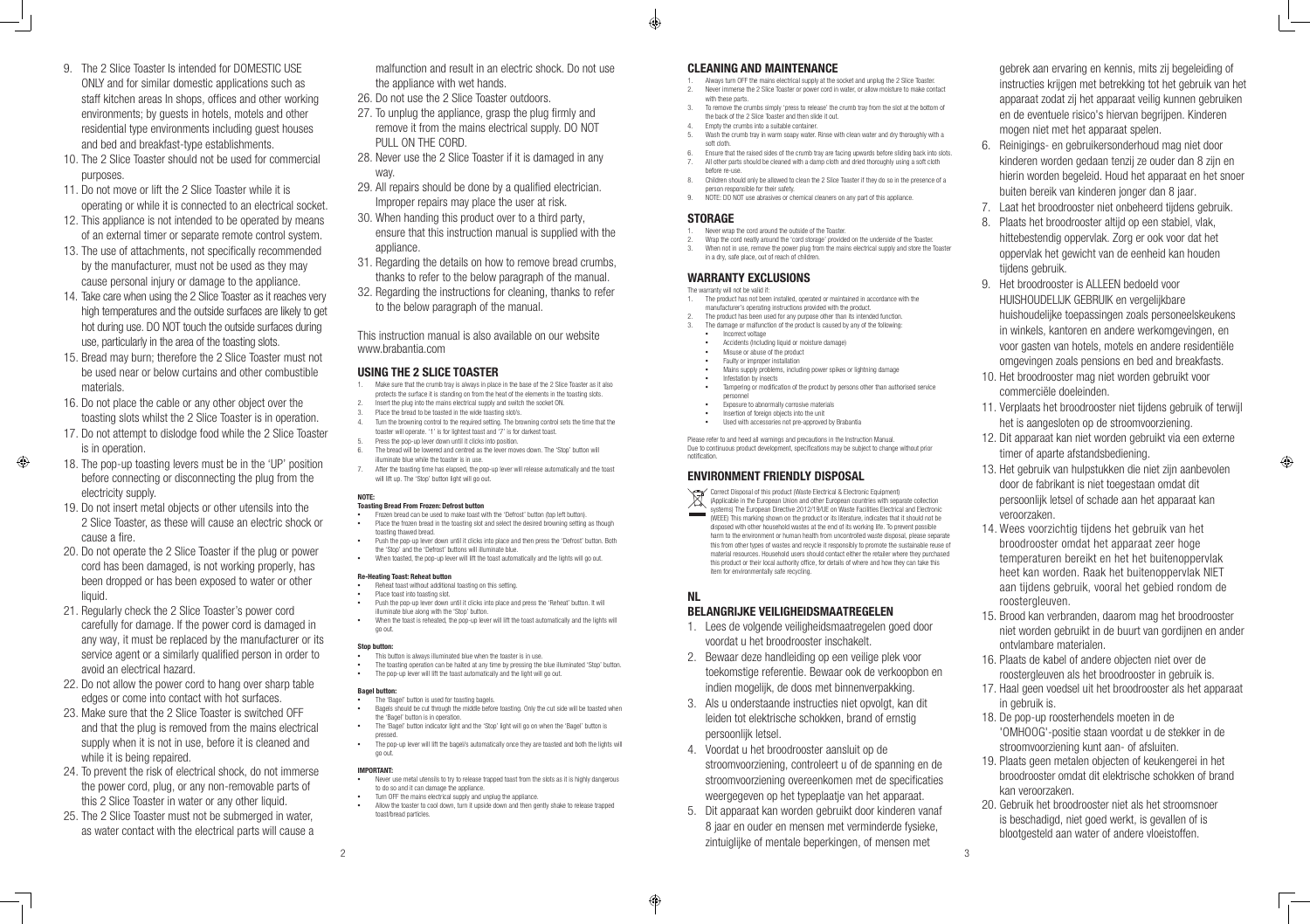9. The 2 Slice Toaster Is intended for DOMESTIC USE ONLY and for similar domestic applications such as staff kitchen areas In shops, offices and other working environments; by guests in hotels, motels and other residential type environments including guest houses and bed and breakfast-type establishments.
10. The 2 Slice Toaster should not be used for commercial purposes.
11. Do not move or lift the 2 Slice Toaster while it is operating or while it is connected to an electrical socket.
12. This appliance is not intended to be operated by means of an external timer or separate remote control system.
13. The use of attachments, not specifically recommended by the manufacturer, must not be used as they may cause personal injury or damage to the appliance.
14. Take care when using the 2 Slice Toaster as it reaches very high temperatures and the outside surfaces are likely to get hot during use. DO NOT touch the outside surfaces during use, particularly in the area of the toasting slots.
15. Bread may burn; therefore the 2 Slice Toaster must not be used near or below curtains and other combustible materials.
16. Do not place the cable or any other object over the toasting slots whilst the 2 Slice Toaster is in operation.
17. Do not attempt to dislodge food while the 2 Slice Toaster is in operation.
18. The pop-up toasting levers must be in the 'UP' position before connecting or disconnecting the plug from the electricity supply.
19. Do not insert metal objects or other utensils into the 2 Slice Toaster, as these will cause an electric shock or cause a fire.
20. Do not operate the 2 Slice Toaster if the plug or power cord has been damaged, is not working properly, has been dropped or has been exposed to water or other liquid.
21. Regularly check the 2 Slice Toaster's power cord carefully for damage. If the power cord is damaged in any way, it must be replaced by the manufacturer or its service agent or a similarly qualified person in order to avoid an electrical hazard.
22. Do not allow the power cord to hang over sharp table edges or come into contact with hot surfaces.
23. Make sure that the 2 Slice Toaster is switched OFF and that the plug is removed from the mains electrical supply when it is not in use, before it is cleaned and while it is being repaired.
24. To prevent the risk of electrical shock, do not immerse the power cord, plug, or any non-removable parts of this 2 Slice Toaster in water or any other liquid.
25. The 2 Slice Toaster must not be submerged in water, as water contact with the electrical parts will cause a malfunction and result in an electric shock. Do not use the appliance with wet hands.
26. Do not use the 2 Slice Toaster outdoors.
27. To unplug the appliance, grasp the plug firmly and remove it from the mains electrical supply. DO NOT PULL ON THE CORD.
28. Never use the 2 Slice Toaster if it is damaged in any way.
29. All repairs should be done by a qualified electrician. Improper repairs may place the user at risk.
30. When handing this product over to a third party, ensure that this instruction manual is supplied with the appliance.
31. Regarding the details on how to remove bread crumbs, thanks to refer to the below paragraph of the manual.
32. Regarding the instructions for cleaning, thanks to refer to the below paragraph of the manual.

This instruction manual is also available on our website www.brabantia.com

## USING THE 2 SLICE TOASTER

1. Make sure that the crumb tray is always in place in the base of the 2 Slice Toaster as it also protects the surface it is standing on from the heat of the elements in the toasting slots.
2. Insert the plug into the mains electrical supply and switch the socket ON.
3. Place the bread to be toasted in the wide toasting slot/s.
4. Turn the browning control to the required setting. The browning control sets the time that the toaster will operate. '1' is for lightest toast and '7' is for darkest toast.
5. Press the pop-up lever down until it clicks into position.
6. The bread will be lowered and centred as the lever moves down. The 'Stop' button will illuminate blue while the toaster is in use.
7. After the toasting time has elapsed, the pop-up lever will release automatically and the toast will lift up. The 'Stop' button light will go out.

**NOTE:**

**Toasting Bread From Frozen: Defrost button**

- Frozen bread can be used to make toast with the 'Defrost' button (top left button).
- Place the frozen bread in the toasting slot and select the desired browning setting as though toasting thawed bread.
- Push the pop-up lever down until it clicks into place and then press the 'Defrost' button. Both the 'Stop' and the 'Defrost' buttons will illuminate blue.
- When toasted, the pop-up lever will lift the toast automatically and the lights will go out.

**Re-Heating Toast: Reheat button**

- Reheat toast without additional toasting on this setting.
- Place toast into toasting slot.
- Push the pop-up lever down until it clicks into place and press the 'Reheat' button. It will illuminate blue along with the 'Stop' button.
- When the toast is reheated, the pop-up lever will lift the toast automatically and the lights will go out.

**Stop button:**

- This button is always illuminated blue when the toaster is in use.
- The toasting operation can be halted at any time by pressing the blue illuminated 'Stop' button.
- The pop-up lever will lift the toast automatically and the light will go out.

**Bagel button:**

- The 'Bagel' button is used for toasting bagels.
- Bagels should be cut through the middle before toasting. Only the cut side will be toasted when the 'Bagel' button is in operation.
- The 'Bagel' button indicator light and the 'Stop' light will go on when the 'Bagel' button is pressed.
- The pop-up lever will lift the bagel/s automatically once they are toasted and both the lights will go out.

**IMPORTANT:**

- Never use metal utensils to try to release trapped toast from the slots as it is highly dangerous to do so and it can damage the appliance.
- Turn OFF the mains electrical supply and unplug the appliance.
- Allow the toaster to cool down, turn it upside down and then gently shake to release trapped toast/bread particles.

## CLEANING AND MAINTENANCE

1. Always turn OFF the mains electrical supply at the socket and unplug the 2 Slice Toaster.
2. Never immerse the 2 Slice Toaster or power cord in water, or allow moisture to make contact with these parts.
3. To remove the crumbs simply 'press to release' the crumb tray from the slot at the bottom of the back of the 2 Slice Toaster and then slide it out.
4. Empty the crumbs into a suitable container.
5. Wash the crumb tray in warm soapy water. Rinse with clean water and dry thoroughly with a soft cloth.
6. Ensure that the raised sides of the crumb tray are facing upwards before sliding back into slots.
7. All other parts should be cleaned with a damp cloth and dried thoroughly using a soft cloth before re-use.
8. Children should only be allowed to clean the 2 Slice Toaster if they do so in the presence of a person responsible for their safety.
9. NOTE: DO NOT use abrasives or chemical cleaners on any part of this appliance.

## STORAGE

1. Never wrap the cord around the outside of the Toaster.
2. Wrap the cord neatly around the 'cord storage' provided on the underside of the Toaster.
3. When not in use, remove the power plug from the mains electrical supply and store the Toaster in a dry, safe place, out of reach of children.

## WARRANTY EXCLUSIONS

The warranty will not be valid if:

1. The product has not been installed, operated or maintained in accordance with the manufacturer's operating instructions provided with the product.
2. The product has been used for any purpose other than its intended function.
3. The damage or malfunction of the product is caused by any of the following:
   - Incorrect voltage
   - Accidents (including liquid or moisture damage)
   - Misuse or abuse of the product
   - Faulty or improper installation
   - Mains supply problems, including power spikes or lightning damage
   - Infestation by insects
   - Tampering or modification of the product by persons other than authorised service personnel
   - Exposure to abnormally corrosive materials
   - Insertion of foreign objects into the unit
   - Used with accessories not pre-approved by Brabantia

Please refer to and heed all warnings and precautions in the Instruction Manual.
Due to continuous product development, specifications may be subject to change without prior notification.

## ENVIRONMENT FRIENDLY DISPOSAL

Correct Disposal of this product (Waste Electrical & Electronic Equipment) (Applicable in the European Union and other European countries with separate collection systems) The European Directive 2012/19/UE on Waste Facilities Electrical and Electronic (WEEE) This marking shown on the product or its literature, indicates that it should not be disposed with other household wastes at the end of its working life. To prevent possible harm to the environment or human health from uncontrolled waste disposal, please separate this from other types of wastes and recycle it responsibly to promote the sustainable reuse of material resources. Household users should contact either the retailer where they purchased this product or their local authority office, for details of where and how they can take this item for environmentally safe recycling.

## NL

## BELANGRIJKE VEILIGHEIDSMAATREGELEN

1. Lees de volgende veiligheidsmaatregelen goed door voordat u het broodrooster inschakelt.
2. Bewaar deze handleiding op een veilige plek voor toekomstige referentie. Bewaar ook de verkoopbon en indien mogelijk, de doos met binnenverpakking.
3. Als u onderstaande instructies niet opvolgt, kan dit leiden tot elektrische schokken, brand of ernstig persoonlijk letsel.
4. Voordat u het broodrooster aansluit op de stroomvoorziening, controleert u of de spanning en de stroomvoorziening overeenkomen met de specificaties weergegeven op het typeplaatje van het apparaat.
5. Dit apparaat kan worden gebruikt door kinderen vanaf 8 jaar en ouder en mensen met verminderde fysieke, zintuiglijke of mentale beperkingen, of mensen met gebrek aan ervaring en kennis, mits zij begeleiding of instructies krijgen met betrekking tot het gebruik van het apparaat zodat zij het apparaat veilig kunnen gebruiken en de eventuele risico's hiervan begrijpen. Kinderen mogen niet met het apparaat spelen.
6. Reinigings- en gebruikersonderhoud mag niet door kinderen worden gedaan tenzij ze ouder dan 8 zijn en hierin worden begeleid. Houd het apparaat en het snoer buiten bereik van kinderen jonger dan 8 jaar.
7. Laat het broodrooster niet onbeheerd tijdens gebruik.
8. Plaats het broodrooster altijd op een stabiel, vlak, hittebestendig oppervlak. Zorg er ook voor dat het oppervlak het gewicht van de eenheid kan houden tijdens gebruik.
9. Het broodrooster is ALLEEN bedoeld voor HUISHOUDELIJK GEBRUIK en vergelijkbare huishoudelijke toepassingen zoals personeelskeukens in winkels, kantoren en andere werkomgevingen, en voor gasten van hotels, motels en andere residentiële omgevingen zoals pensions en bed and breakfasts.
10. Het broodrooster mag niet worden gebruikt voor commerciële doeleinden.
11. Verplaats het broodrooster niet tijdens gebruik of terwijl het is aangesloten op de stroomvoorziening.
12. Dit apparaat kan niet worden gebruikt via een externe timer of aparte afstandsbediening.
13. Het gebruik van hulpstukken die niet zijn aanbevolen door de fabrikant is niet toegestaan omdat dit persoonlijk letsel of schade aan het apparaat kan veroorzaken.
14. Wees voorzichtig tijdens het gebruik van het broodrooster omdat het apparaat zeer hoge temperaturen bereikt en het het buitenoppervlak heet kan worden. Raak het buitenoppervlak NIET aan tijdens gebruik, vooral het gebied rondom de roostergleuven.
15. Brood kan verbranden, daarom mag het broodrooster niet worden gebruikt in de buurt van gordijnen en ander ontvlambare materialen.
16. Plaats de kabel of andere objecten niet over de roostergleuven als het broodrooster in gebruik is.
17. Haal geen voedsel uit het broodrooster als het apparaat in gebruik is.
18. De pop-up roosterhendels moeten in de 'OMHOOG'-positie staan voordat u de stekker in de stroomvoorziening kunt aan- of afsluiten.
19. Plaats geen metalen objecten of keukengerei in het broodrooster omdat dit elektrische schokken of brand kan veroorzaken.
20. Gebruik het broodrooster niet als het stroomsnoer is beschadigd, niet goed werkt, is gevallen of is blootgesteld aan water of andere vloeistoffen.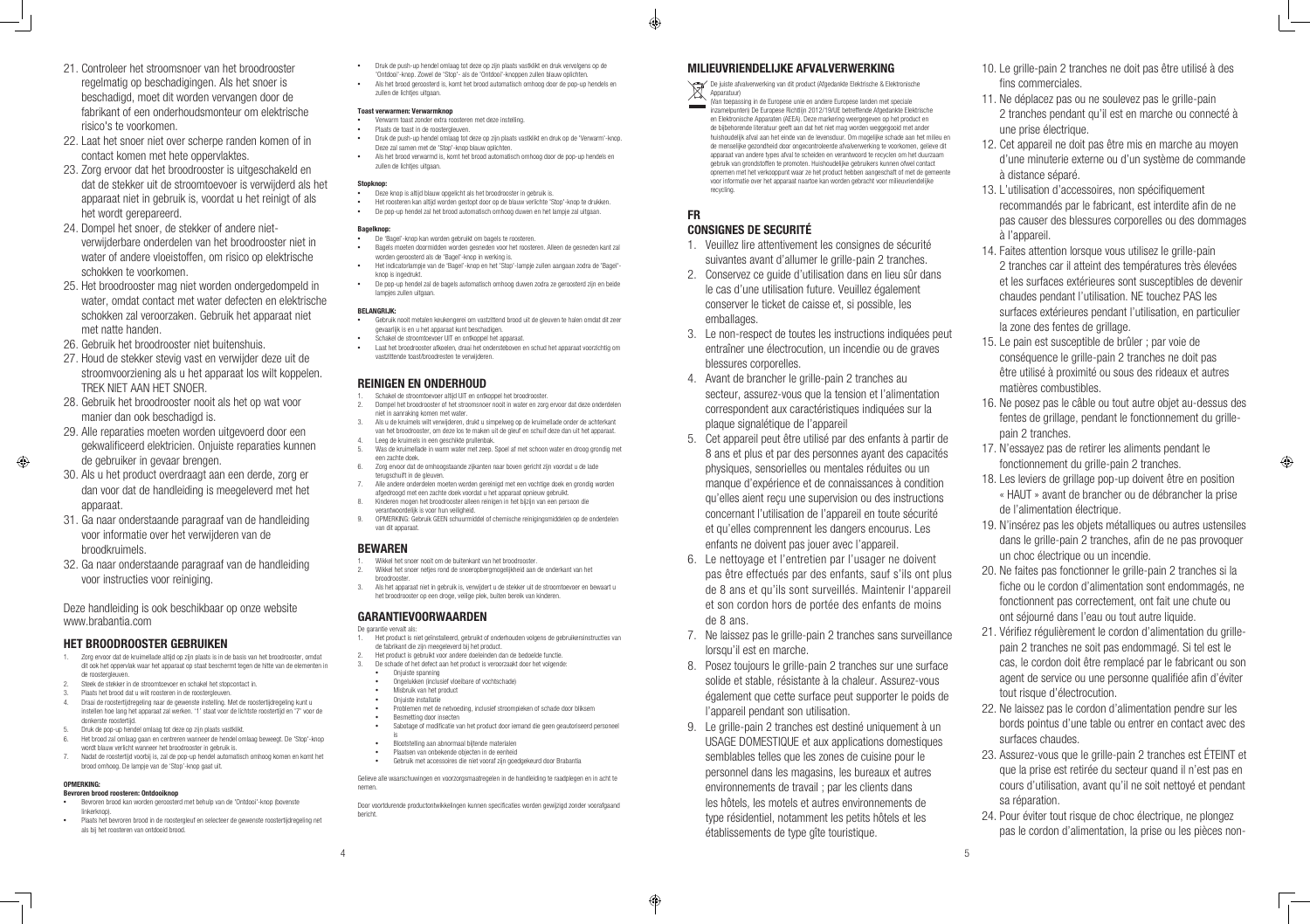21. Controleer het stroomsnoer van het broodrooster regelmatig op beschadigingen. Als het snoer is beschadigd, moet dit worden vervangen door de fabrikant of een onderhoudsmonteur om elektrische risico's te voorkomen.
22. Laat het snoer niet over scherpe randen komen of in contact komen met hete oppervlakken.
23. Zorg ervoor dat het broodrooster is uitgeschakeld en dat de stekker uit de stroomtoevoer is verwijderd als het apparaat niet in gebruik is, voordat u het reinigt of als het wordt gerepareerd.
24. Dompel het snoer, de stekker of andere niet-verwijderbare onderdelen van het broodrooster niet in water of andere vloeistoffen, om risico op elektrische schokken te voorkomen.
25. Het broodrooster mag niet worden ondergedompeld in water, omdat contact met water defecten en elektrische schokken zal veroorzaken. Gebruik het apparaat niet met natte handen.
26. Gebruik het broodrooster niet buitenshuis.
27. Houd de stekker stevig vast en verwijder deze uit de stroomvoorziening als u het apparaat los wilt koppelen. TREK NIET AAN HET SNOER.
28. Gebruik het broodrooster nooit als het op wat voor manier dan ook beschadigd is.
29. Alle reparaties moeten worden uitgevoerd door een gekwalificeerd elektricien. Onjuiste reparaties kunnen de gebruiker in gevaar brengen.
30. Als u het product overdraagt aan een derde, zorg er dan voor dat de handleiding is meegeleverd met het apparaat.
31. Ga naar onderstaande paragraaf van de handleiding voor informatie over het verwijderen van de broodkruimels.
32. Ga naar onderstaande paragraaf van de handleiding voor instructies voor reiniging.

Deze handleiding is ook beschikbaar op onze website www.brabantia.com

## HET BROODROOSTER GEBRUIKEN

1. Zorg ervoor dat de kruimellade altijd op zijn plaats is in de basis van het broodrooster, omdat dit ook het oppervlak waar het apparaat op staat beschermt tegen de hitte van de elementen in de roosterglеuven.
2. Steek de stekker in de stroomtoevoer en schakel het stopcontact in.
3. Plaats het brood dat u wilt roosteren in de roostergleuven.
4. Draai de roostertijdregeling naar de gewenste instelling. Met de roostertijdregeling kunt u instellen hoe lang het apparaat zal werken. '1' staat voor de lichtste roostertijd en '7' voor de donkerste roostertijd.
5. Druk de pop-up hendel omlaag tot deze op zijn plaats vastklikt.
6. Het brood zal omlaag gaan en centreren wanneer de hendel omlaag beweegt. De 'Stop'-knop wordt blauw verlicht wanneer het broodrooster in gebruik is.
7. Nadat de roostertijd voorbij is, zal de pop-up hendel automatisch omhoog komen en komt het brood omhoog. De lampje van de 'Stop'-knop gaat uit.

**OPMERKING:**

**Bevroren brood roosteren: Ontdooiknop**

- Bevroren brood kan worden geroosterd met behulp van de 'Ontdooi'-knop (bovenste linkerknop).
- Plaats het bevroren brood in de roostergleuf en selecteer de gewenste roostertijdregeling net als bij het roosteren van ontdooid brood.
- Druk de push-up hendel omlaag tot deze op zijn plaats vastklikt en druk vervolgens op de 'Ontdooi'-knop. Zowel de 'Stop'- als de 'Ontdooi'-knoppen zullen blauw oplichten.
- Als het brood geroosterd is, komt het brood automatisch omhoog door de pop-up hendels en zullen de lichtjes uitgaan.

**Toast verwarmen: Verwarmknop**

- Verwarm toast zonder extra roosteren met deze instelling.
- Plaats de toast in de roostergleuven.
- Druk de push-up hendel omlaag tot deze op zijn plaats vastklikt en druk op de 'Verwarm'-knop. Deze zal samen met de 'Stop'-knop blauw oplichten.
- Als het brood verwarmd is, komt het brood automatisch omhoog door de pop-up hendels en zullen de lichtjes uitgaan.

**Stopknop:**

- Deze knop is altijd blauw opgelicht als het broodrooster in gebruik is.
- Het roosteren kan altijd worden gestopt door op de blauw verlichte 'Stop'-knop te drukken.
- De pop-up hendel zal het brood automatisch omhoog duwen en het lampje zal uitgaan.

**Bagelknop:**

- De 'Bagel'-knop kan worden gebruikt om bagels te roosteren.
- Bagels moeten doormidden worden gesneden voor het roosteren. Alleen de gesneden kant zal worden geroosterd als de 'Bagel'-knop in werking is.
- Het indicatorlampje van de 'Bagel'-knop en het 'Stop'-lampje zullen aangaan zodra de 'Bagel'-knop is ingedrukt.
- De pop-up hendel zal de bagels automatisch omhoog duwen zodra ze geroosterd zijn en beide lampjes zullen uitgaan.

**BELANGRIJK:**

- Gebruik nooit metalen keukengerei om vastzittend brood uit de gleuven te halen omdat dit zeer gevaarlijk is en u het apparaat kunt beschadigen.
- Schakel de stroomtoevoer UIT en ontkoppel het apparaat.
- Laat het broodrooster afkoelen, draai het ondersteboven en schud het apparaat voorzichtig om vastzittende toast/broodresten te verwijderen.

## REINIGEN EN ONDERHOUD

1. Schakel de stroomtoevoer altijd UIT en ontkoppel het broodrooster.
2. Dompel het broodrooster of het stroomsnoer nooit in water en zorg ervoor dat deze onderdelen niet in aanraking komen met water.
3. Als u de kruimels wilt verwijderen, drukt u simpelweg op de kruimellade onder de achterkant van het broodrooster, om deze los te maken uit de gleuf en schuift deze dan uit het apparaat.
4. Leeg de kruimels in een geschikte prullenbak.
5. Was de kruimellade in warm water met zeep. Spoel af met schoon water en droog grondig met een zachte doek.
6. Zorg ervoor dat de omhoogstaande zijkanten naar boven gericht zijn voordat u de lade terugschuift in de gleuven.
7. Alle andere onderdelen moeten worden gereinigd met een vochtige doek en grondig worden afgedroogd met een zachte doek voordat u het apparaat opnieuw gebruikt.
8. Kinderen mogen het broodrooster alleen reinigen in het bijzijn van een persoon die verantwoordelijk is voor hun veiligheid.
9. OPMERKING: Gebruik GEEN schuurmiddel of chemische reinigingsmiddelen op de onderdelen van dit apparaat.

## BEWAREN

1. Wikkel het snoer nooit om de buitenkant van het broodrooster.
2. Wikkel het snoer netjes rond de snoeropbergmogelijkheid aan de onderkant van het broodrooster.
3. Als het apparaat niet in gebruik is, verwijdert u de stekker uit de stroomtoevoer en bewaart u het broodrooster op een droge, veilige plek, buiten bereik van kinderen.

## GARANTIEVOORWAARDEN

De garantie vervalt als:

1. Het product is niet geïnstalleerd, gebruikt of onderhouden volgens de gebruikersinstructies van de fabrikant die zijn meegeleverd bij het product.
2. Het product is gebruikt voor andere doeleinden dan de bedoelde functie.
3. De schade of het defect aan het product is veroorzaakt door het volgende:
   - Onjuiste spanning
   - Ongelukken (inclusief vloeibare of vochtschade)
   - Misbruik van het product
   - Onjuiste installatie
   - Problemen met de netvoeding, inclusief stroompieken of schade door bliksem
   - Besmetting door insecten
   - Sabotage of modificatie van het product door iemand die geen geautoriseerd personeel is
   - Blootstelling aan abnormaal bijtende materialen
   - Plaatsen van onbekende objecten in de eenheid
   - Gebruik met accessoires die niet vooraf zijn goedgekeurd door Brabantia

Gelieve alle waarschuwingen en voorzorgsmaatregelen in de handleiding te raadplegen en in acht te nemen.

Door voortdurende productontwikkelingen kunnen specificaties worden gewijzigd zonder voorafgaand bericht.

## MILIEUVRIENDELIJKE AFVALVERWERKING

De juiste afvalverwerking van dit product (Afgedankte Elektrische & Elektronische Apparatuur)
(Van toepassing in de Europese unie en andere Europese landen met speciale inzamelpunten) De Europese Richtlijn 2012/19/UE betreffende Afgedankte Elektrische en Elektronische Apparaten (AEEA). Deze markering weergegeven op het product en de bijbehorende literatuur geeft aan dat het niet mag worden weggegooid met ander huishoudelijk afval aan het einde van de levensduur. Om mogelijke schade aan het milieu en de menselijke gezondheid door ongecontroleerde afvalverwerking te voorkomen, gelieve dit apparaat van andere types afval te scheiden en verantwoord te recyclen om het duurzaam gebruik van grondstoffen te promoten. Huishoudelijke gebruikers kunnen ofwel contact opnemen met het verkooppunt waar ze het product hebben aangeschaft of met de gemeente voor informatie over het apparaat naartoe kan worden gebracht voor milieuvriendelijke recycling.

# FR

## CONSIGNES DE SECURITÉ

1. Veuillez lire attentivement les consignes de sécurité suivantes avant d'allumer le grille-pain 2 tranches.
2. Conservez ce guide d'utilisation dans en lieu sûr dans le cas d'une utilisation future. Veuillez également conserver le ticket de caisse et, si possible, les emballages.
3. Le non-respect de toutes les instructions indiquées peut entraîner une électrocution, un incendie ou de graves blessures corporelles.
4. Avant de brancher le grille-pain 2 tranches au secteur, assurez-vous que la tension et l'alimentation correspondent aux caractéristiques indiquées sur la plaque signalétique de l'appareil
5. Cet appareil peut être utilisé par des enfants à partir de 8 ans et plus et par des personnes ayant des capacités physiques, sensorielles ou mentales réduites ou un manque d'expérience et de connaissances à condition qu'elles aient reçu une supervision ou des instructions concernant l'utilisation de l'appareil en toute sécurité et qu'elles comprennent les dangers encourus. Les enfants ne doivent pas jouer avec l'appareil.
6. Le nettoyage et l'entretien par l'usager ne doivent pas être effectués par des enfants, sauf s'ils ont plus de 8 ans et qu'ils sont surveillés. Maintenir l'appareil et son cordon hors de portée des enfants de moins de 8 ans.
7. Ne laissez pas le grille-pain 2 tranches sans surveillance lorsqu'il est en marche.
8. Posez toujours le grille-pain 2 tranches sur une surface solide et stable, résistante à la chaleur. Assurez-vous également que cette surface peut supporter le poids de l'appareil pendant son utilisation.
9. Le grille-pain 2 tranches est destiné uniquement à un USAGE DOMESTIQUE et aux applications domestiques semblables telles que les zones de cuisine pour le personnel dans les magasins, les bureaux et autres environnements de travail ; par les clients dans les hôtels, les motels et autres environnements de type résidentiel, notamment les petits hôtels et les établissements de type gîte touristique.
10. Le grille-pain 2 tranches ne doit pas être utilisé à des fins commerciales.
11. Ne déplacez pas ou ne soulevez pas le grille-pain 2 tranches pendant qu'il est en marche ou connecté à une prise électrique.
12. Cet appareil ne doit pas être mis en marche au moyen d'une minuterie externe ou d'un système de commande à distance séparé.
13. L'utilisation d'accessoires, non spécifiquement recommandés par le fabricant, est interdite afin de ne pas causer des blessures corporelles ou des dommages à l'appareil.
14. Faites attention lorsque vous utilisez le grille-pain 2 tranches car il atteint des températures très élevées et les surfaces extérieures sont susceptibles de devenir chaudes pendant l'utilisation. NE touchez PAS les surfaces extérieures pendant l'utilisation, en particulier la zone des fentes de grillage.
15. Le pain est susceptible de brûler ; par voie de conséquence le grille-pain 2 tranches ne doit pas être utilisé à proximité ou sous des rideaux et autres matières combustibles.
16. Ne posez pas le câble ou tout autre objet au-dessus des fentes de grillage, pendant le fonctionnement du grille-pain 2 tranches.
17. N'essayez pas de retirer les aliments pendant le fonctionnement du grille-pain 2 tranches.
18. Les leviers de grillage pop-up doivent être en position « HAUT » avant de brancher ou de débrancher la prise de l'alimentation électrique.
19. N'insérez pas les objets métalliques ou autres ustensiles dans le grille-pain 2 tranches, afin de ne pas provoquer un choc électrique ou un incendie.
20. Ne faites pas fonctionner le grille-pain 2 tranches si la fiche ou le cordon d'alimentation sont endommagés, ne fonctionnent pas correctement, ont fait une chute ou ont séjourné dans l'eau ou tout autre liquide.
21. Vérifiez régulièrement le cordon d'alimentation du grille-pain 2 tranches ne soit pas endommagé. Si tel est le cas, le cordon doit être remplacé par le fabricant ou son agent de service ou une personne qualifiée afin d'éviter tout risque d'électrocution.
22. Ne laissez pas le cordon d'alimentation pendre sur les bords pointus d'une table ou entrer en contact avec des surfaces chaudes.
23. Assurez-vous que le grille-pain 2 tranches est ÉTEINT et que la prise est retirée du secteur quand il n'est pas en cours d'utilisation, avant qu'il ne soit nettoyé et pendant sa réparation.
24. Pour éviter tout risque de choc électrique, ne plongez pas le cordon d'alimentation, la prise ou les pièces non-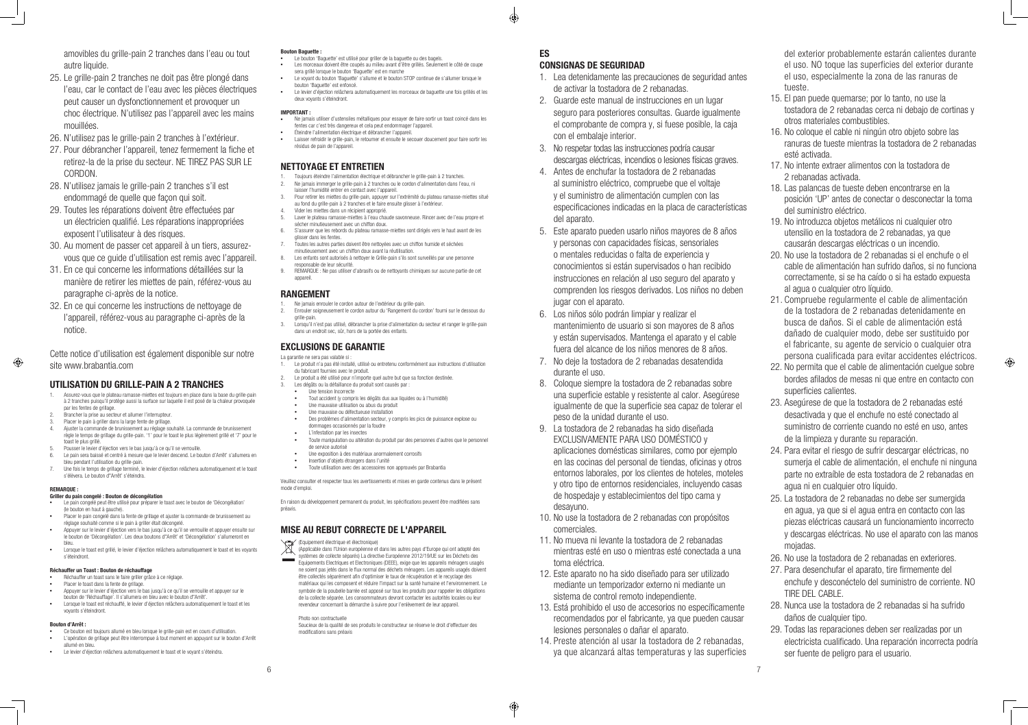amovibles du grille-pain 2 tranches dans l'eau ou tout autre liquide.

25. Le grille-pain 2 tranches ne doit pas être plongé dans l'eau, car le contact de l'eau avec les pièces électriques peut causer un dysfonctionnement et provoquer un choc électrique. N'utilisez pas l'appareil avec les mains mouillées.
26. N'utilisez pas le grille-pain 2 tranches à l'extérieur.
27. Pour débrancher l'appareil, tenez fermement la fiche et retirez-la de la prise du secteur. NE TIREZ PAS SUR LE CORDON.
28. N'utilisez jamais le grille-pain 2 tranches s'il est endommagé de quelle que façon qui soit.
29. Toutes les réparations doivent être effectuées par un électricien qualifié. Les réparations inappropriées exposent l'utilisateur à des risques.
30. Au moment de passer cet appareil à un tiers, assurez-vous que ce guide d'utilisation est remis avec l'appareil.
31. En ce qui concerne les informations détaillées sur la manière de retirer les miettes de pain, référez-vous au paragraphe ci-après de la notice.
32. En ce qui concerne les instructions de nettoyage de l'appareil, référez-vous au paragraphe ci-après de la notice.

Cette notice d'utilisation est également disponible sur notre site www.brabantia.com

## UTILISATION DU GRILLE-PAIN A 2 TRANCHES

1. Assurez-vous que le plateau ramasse-miettes est toujours en place dans la base du grille-pain à 2 tranches puisqu'il protège aussi la surface sur laquelle il est posé de la chaleur provoquée par les fentes de grillage.
2. Brancher la prise au secteur et allumer l'interrupteur.
3. Placer le pain à griller dans la large fente de grillage.
4. Ajuster la commande de brunissement au réglage souhaité. La commande de brunissement règle le temps de grillage du grille-pain. '1' pour le toast le plus légèrement grillé et '7' pour le toast le plus grillé.
5. Pousser le levier d'éjection vers le bas jusqu'à ce qu'il se verrouille.
6. Le pain sera baissé et centré à mesure que le levier descend. Le bouton d'Arrêt' s'allumera en bleu pendant l'utilisation du grille-pain.
7. Une fois le temps de grillage terminé, le levier d'éjection relâchera automatiquement et le toast s'élèvera. Le bouton d"Arrêt' s'éteindra.

**REMARQUE :**

**Griller du pain congelé : Bouton de décongélation**

- Le pain congelé peut être utilisé pour préparer le toast avec le bouton de 'Décongélation' (le bouton en haut à gauche).
- Placer le pain congelé dans la fente de grillage et ajuster la commande de brunissement au réglage souhaité comme si le pain à griller était décongelé.
- Appuyer sur le levier d'éjection vers le bas jusqu'à ce qu'il se verrouille et appuyer ensuite sur le bouton de 'Décongélation'. Les deux boutons d"Arrêt' et 'Décongélation' s'allumeront en bleu.
- Lorsque le toast est grillé, le levier d'éjection relâchera automatiquement le toast et les voyants s'éteindront.

**Réchauffer un Toast : Bouton de réchauffage**

- Réchauffer un toast sans le faire griller grâce à ce réglage.
- Placer le toast dans la fente de grillage.
- Appuyer sur le levier d'éjection vers le bas jusqu'à ce qu'il se verrouille et appuyer sur le bouton de 'Réchauffage'. Il s'allumera en bleu avec le bouton d"Arrêt'.
- Lorsque le toast est réchauffé, le levier d'éjection relâchera automatiquement le toast et les voyants s'éteindront.

**Bouton d'Arrêt :**

- Ce bouton est toujours allumé en bleu lorsque le grille-pain est en cours d'utilisation.
- L'opération de grillage peut être interrompue à tout moment en appuyant sur le bouton d'Arrêt allumé en bleu.
- Le levier d'éjection relâchera automatiquement le toast et le voyant s'éteindra.

**Bouton Baguette :**

- Le bouton 'Baguette' est utilisé pour griller de la baguette ou des bagels.
- Les morceaux doivent être coupés au milieu avant d'être grillés. Seulement le côté de coupe sera grillé lorsque le bouton 'Baguette' est en marche
- Le voyant du bouton 'Baguette' s'allume et le bouton STOP continue de s'allumer lorsque le bouton 'Baguette' est enfoncé.
- Le levier d'éjection relâchera automatiquement les morceaux de baguette une fois grillés et les deux voyants s'éteindront.

**IMPORTANT :**

- Ne jamais utiliser d'ustensiles métalliques pour essayer de faire sortir un toast coincé dans les fentes car c'est très dangereux et cela peut endommager l'appareil.
- Éteindre l'alimentation électrique et débrancher l'appareil.
- Laisser refroidir le grille-pain, le retourner et ensuite le secouer doucement pour faire sortir les résidus de pain de l'appareil.

## NETTOYAGE ET ENTRETIEN

1. Toujours éteindre l'alimentation électrique et débrancher le grille-pain à 2 tranches.
2. Ne jamais immerger le grille-pain à 2 tranches ou le cordon d'alimentation dans l'eau, ni laisser l'humidité entrer en contact avec l'appareil.
3. Pour retirer les miettes du grille-pain, appuyer sur l'extrémité du plateau ramasse-miettes situé au fond du grille-pain à 2 tranches et le faire ensuite glisser à l'extérieur.
4. Vider les miettes dans un récipient approprié.
5. Laver le plateau ramasse-miettes à l'eau chaude savonneuse. Rincer avec de l'eau propre et sécher minutieusement avec un chiffon doux.
6. S'assurer que les rebords du plateau ramasse-miettes sont dirigés vers le haut avant de les glisser dans les fentes.
7. Toutes les autres parties doivent être nettoyées avec un chiffon humide et séchées minutieusement avec un chiffon doux avant la réutilisation.
8. Les enfants sont autorisés à nettoyer le Grille-pain s'ils sont surveillés par une personne responsable de leur sécurité.
9. REMARQUE : Ne pas utiliser d'abrasifs ou de nettoyants chimiques sur aucune partie de cet appareil.

## RANGEMENT

1. Ne jamais enrouler le cordon autour de l'extérieur du grille-pain.
2. Enrouler soigneusement le cordon autour du "Rangement du cordon" fourni sur le dessous du grille-pain.
3. Lorsqu'il n'est pas utilisé, débrancher la prise d'alimentation du secteur et ranger le grille-pain dans un endroit sec, sûr, hors de la portée des enfants.

## EXCLUSIONS DE GARANTIE

La garantie ne sera pas valable si :

1. Le produit n'a pas été installé, utilisé ou entretenu conformément aux instructions d'utilisation du fabricant fournies avec le produit.
2. Le produit a été utilisé pour n'importe quel autre but que sa fonction destinée.
3. Les dégâts ou la défaillance du produit sont causés par :
   - Une tension incorrecte
   - Tout accident (y compris les dégâts dus aux liquides ou à l'humidité)
   - Une mauvaise utilisation ou abus du produit
   - Une mauvaise ou défectueuse installation
   - Des problèmes d'alimentation secteur, y compris les pics de puissance explose ou dommages occasionnés par la foudre
   - L'infestation par les insectes
   - Toute manipulation ou altération du produit par des personnes d'autres que le personnel de service autorisé
   - Une exposition à des matériaux anormalement corrosifs
   - Insertion d'objets étrangers dans l'unité
   - Toute utilisation avec des accessoires non approuvés par Brabantia

Veuillez consulter et respecter tous les avertissements et mises en garde contenus dans le présent mode d'emploi.

En raison du développement permanent du produit, les spécifications peuvent être modifiées sans préavis.

## MISE AU REBUT CORRECTE DE L'APPAREIL

(Équipement électrique et électronique)

(Applicable dans l'Union européenne et dans les autres pays d'Europe qui ont adopté des systèmes de collecte séparés) La directive Européenne 2012/19/UE sur les Déchets des Equipements Electriques et Electroniques (DEEE), exige que les appareils ménagers usagés ne soient pas jetés dans le flux normal des déchets ménagers. Les appareils usagés doivent être collectés séparément afin d'optimiser le taux de récupération et le recyclage des matériaux qui les composent et réduire l'impact sur la santé humaine et l'environnement. Le symbole de la poubelle barrée est apposé sur tous les produits pour rappeler les obligations de la collecte séparée. Les consommateurs devront contacter les autorités locales ou leur revendeur concernant la démarche à suivre pour l'enlèvement de leur appareil.

Photo non contractuelle

Soucieux de la qualité de ses produits le constructeur se réserve le droit d'effectuer des modifications sans préavis

# ES

## CONSIGNAS DE SEGURIDAD

1. Lea detenidamente las precauciones de seguridad antes de activar la tostadora de 2 rebanadas.
2. Guarde este manual de instrucciones en un lugar seguro para posteriores consultas. Guarde igualmente el comprobante de compra y, si fuese posible, la caja con el embalaje interior.
3. No respetar todas las instrucciones podría causar descargas eléctricas, incendios o lesiones físicas graves.
4. Antes de enchufar la tostadora de 2 rebanadas al suministro eléctrico, compruebe que el voltaje y el suministro de alimentación cumplen con las especificaciones indicadas en la placa de características del aparato.
5. Este aparato pueden usarlo niños mayores de 8 años y personas con capacidades físicas, sensoriales o mentales reducidas o falta de experiencia y conocimientos si están supervisados o han recibido instrucciones en relación al uso seguro del aparato y comprenden los riesgos derivados. Los niños no deben jugar con el aparato.
6. Los niños sólo podrán limpiar y realizar el mantenimiento de usuario si son mayores de 8 años y están supervisados. Mantenga el aparato y el cable fuera del alcance de los niños menores de 8 años.
7. No deje la tostadora de 2 rebanadas desatendida durante el uso.
8. Coloque siempre la tostadora de 2 rebanadas sobre una superficie estable y resistente al calor. Asegúrese igualmente de que la superficie sea capaz de tolerar el peso de la unidad durante el uso.
9. La tostadora de 2 rebanadas ha sido diseñada EXCLUSIVAMENTE PARA USO DOMÉSTICO y aplicaciones domésticas similares, como por ejemplo en las cocinas del personal de tiendas, oficinas y otros entornos laborales, por los clientes de hoteles, moteles y otro tipo de entornos residenciales, incluyendo casas de hospedaje y establecimientos del tipo cama y desayuno.
10. No use la tostadora de 2 rebanadas con propósitos comerciales.
11. No mueva ni levante la tostadora de 2 rebanadas mientras esté en uso o mientras esté conectada a una toma eléctrica.
12. Este aparato no ha sido diseñado para ser utilizado mediante un temporizador externo ni mediante un sistema de control remoto independiente.
13. Está prohibido el uso de accesorios no específicamente recomendados por el fabricante, ya que pueden causar lesiones personales o dañar el aparato.
14. Preste atención al usar la tostadora de 2 rebanadas, ya que alcanzará altas temperaturas y las superficies del exterior probablemente estarán calientes durante el uso. NO toque las superficies del exterior durante el uso, especialmente la zona de las ranuras de tueste.
15. El pan puede quemarse; por lo tanto, no use la tostadora de 2 rebanadas cerca ni debajo de cortinas y otros materiales combustibles.
16. No coloque el cable ni ningún otro objeto sobre las ranuras de tueste mientras la tostadora de 2 rebanadas esté activada.
17. No intente extraer alimentos con la tostadora de 2 rebanadas activada.
18. Las palancas de tueste deben encontrarse en la posición 'UP' antes de conectar o desconectar la toma del suministro eléctrico.
19. No introduzca objetos metálicos ni cualquier otro utensilio en la tostadora de 2 rebanadas, ya que causarán descargas eléctricas o un incendio.
20. No use la tostadora de 2 rebanadas si el enchufe o el cable de alimentación han sufrido daños, si no funciona correctamente, si se ha caído o si ha estado expuesta al agua o cualquier otro líquido.
21. Compruebe regularmente el cable de alimentación de la tostadora de 2 rebanadas detenidamente en busca de daños. Si el cable de alimentación está dañado de cualquier modo, debe ser sustituido por el fabricante, su agente de servicio o cualquier otra persona cualificada para evitar accidentes eléctricos.
22. No permita que el cable de alimentación cuelgue sobre bordes afilados de mesas ni que entre en contacto con superficies calientes.
23. Asegúrese de que la tostadora de 2 rebanadas esté desactivada y que el enchufe no esté conectado al suministro de corriente cuando no esté en uso, antes de la limpieza y durante su reparación.
24. Para evitar el riesgo de sufrir descargar eléctricas, no sumerja el cable de alimentación, el enchufe ni ninguna parte no extraíble de esta tostadora de 2 rebanadas en agua ni en cualquier otro líquido.
25. La tostadora de 2 rebanadas no debe ser sumergida en agua, ya que si el agua entra en contacto con las piezas eléctricas causará un funcionamiento incorrecto y descargas eléctricas. No use el aparato con las manos mojadas.
26. No use la tostadora de 2 rebanadas en exteriores.
27. Para desenchufar el aparato, tire firmemente del enchufe y desconéctelo del suministro de corriente. NO TIRE DEL CABLE.
28. Nunca use la tostadora de 2 rebanadas si ha sufrido daños de cualquier tipo.
29. Todas las reparaciones deben ser realizadas por un electricista cualificado. Una reparación incorrecta podría ser fuente de peligro para el usuario.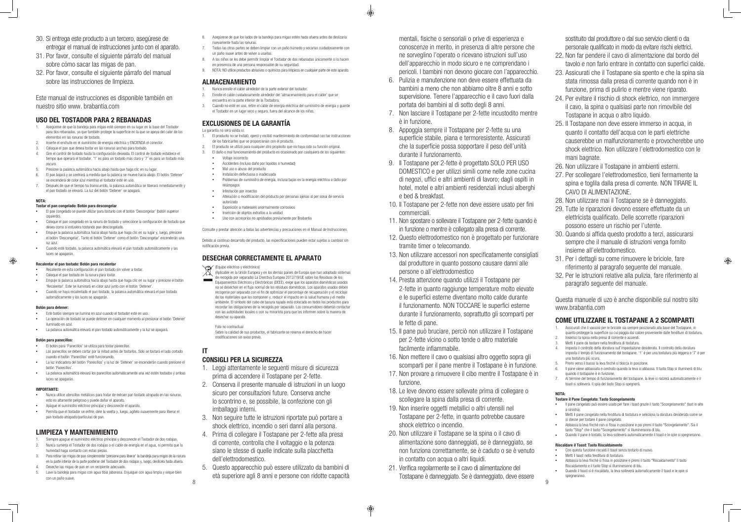30. Si entrega este producto a un tercero, asegúrese de entregar el manual de instrucciones junto con el aparato.
31. Por favor, consulte el siguiente párrafo del manual sobre cómo sacar las migas de pan.
32. Por favor, consulte el siguiente párrafo del manual sobre las instrucciones de limpieza.

Este manual de instrucciones es disponible también en nuestro sitio www. brabantia.com

## USO DEL TOSTADOR PARA 2 REBANADAS

1. Asegúrese de que la bandeja para migas esté siempre en su lugar en la base del Tostador para dos rebanadas, ya que también protege la superficie en la que se apoya del calor de los elementos en las ranuras de tostado.
2. Inserte el enchufe en el suministro de energía eléctrica y ENCIENDA el conector.
3. Coloque el pan que desea tostar en las ranuras anchas para tostado.
4. Gire el control de tostado hasta la configuración deseada. El control de tostado establece el tiempo que operará el tostador. '1' es para un tostado más claro y '7' es para un tostado más oscuro.
5. Presione la palanca automática hacia abajo hasta que haga clic en su lugar.
6. El pan bajará y se centrará a medida que la palanca se mueve hacia abajo. El botón 'Detener' se encenderá de color azul mientras el tostador esté en uso.
7. Después de que el tiempo ha transcurrido, la palanca automática se liberará inmediatamente y el pan tostado se elevará. La luz del botón 'Detener' se apagará.

**NOTA:**

**Tostar el pan congelado: Botón para descongelar**

- El pan congelado se puede utilizar para tostarlo con el botón 'Descongelar' (botón superior izquierdo).
- Coloque el pan congelado en la ranura de tostado y seleccione la configuración de tostado que desea como si estuviera tostando pan descongelado.
- Empuje la palanca automática hacia abajo hasta que haga clic en su lugar y, luego, presione el botón 'Descongelar'. Tanto el botón 'Detener' como el botón 'Descongelar' encenderán una luz azul.
- Cuando esté tostado, la palanca automática elevará el pan tostado automáticamente y las luces se apagarán.

**Recalentar el pan tostado: Botón para recalentar**

- Recaliente en esta configuración el pan tostado sin volver a tostar.
- Coloque el pan tostado en la ranura para tostar.
- Empuje la palanca automática hacia abajo hasta que haga clic en su lugar y presione el botón 'Recalentar'. Este se iluminará en color azul junto con el botón 'Detener'.
- Cuando se haya recalentado el pan tostado, la palanca automática elevará el pan tostado automáticamente y las luces se apagarán.

**Botón para detener:**

- Este botón siempre se ilumina en azul cuando el tostador esté en uso.
- La operación de tostado se puede detener en cualquier momento al presionar el botón 'Detener' iluminado en azul.
- La palanca automática elevará el pan tostado automáticamente y la luz se apagará.

**Botón para panecillos:**

- El botón para 'Panecillos' se utiliza para tostar panecillos.
- Los panecillos se deben cortar por la mitad antes de tostarlos. Sólo se tostará el lado cortado cuando el botón 'Panecillos' esté funcionando.
- La luz indicadora del botón 'Panecillos' y la luz de 'Detener' se encenderán cuando presione el botón 'Panecillos'.
- La palanca automática elevará los panecillos automáticamente una vez estén tostados y ambas luces se apagarán.

**IMPORTANTE:**

- Nunca utilice utensilios metálicos para tratar de extraer pan tostado atrapado en las ranuras, esto es altamente peligroso y puede dañar el aparato.
- Apague el suministro eléctrico principal y desconecte el aparato.
- Permita que el tostador se enfríe, dele la vuelta y, luego, agítelo suavemente para liberar el pan tostado atrapado/partículas de pan.

## LIMPIEZA Y MANTENIMIENTO

1. Siempre apague el suministro eléctrico principal y desconecte el Tostador de dos rodajas.
2. Nunca sumerja el Tostador de dos rodajas o el cable de energía en el agua, ni permita que la humedad haga contacto con estas piezas.
3. Para retirar las migas de pan simplemente 'presione para liberar' la bandeja para migas de la ranura en la parte inferior de la parte posterior del Tostador de dos rodajas y, luego, deslícela hacia afuera.
4. Deseche las migas de pan en un recipiente adecuado.
5. Lave la bandeja para migas con agua tibia jabonosa. Enjuague con agua limpia y seque bien con un paño suave.
6. Asegúrese de que los lados de la bandeja para migas estén hacia afuera antes de deslizarla nuevamente hacia las ranuras.
7. Todas las otras partes se deben limpiar con un paño húmedo y secarlas cuidadosamente con un paño suave antes de volver a usarlas.
8. A los niños se les debe permitir limpiar el Tostador de dos rebanadas únicamente si lo hacen en presencia de una persona responsable de su seguridad.
9. NOTA: NO utilice productos abrasivos o químicos para limpieza en cualquier parte de este aparato.

## ALMACENAMIENTO

1. Nunca enrolle el cable alrededor de la parte exterior del tostador.
2. Enrolle el cable cuidadosamente alrededor del 'almacenamiento para el cable' que se encuentra en la parte inferior de la Tostadora.
3. Cuando no esté en uso, retire el cable de energía eléctrica del suministro de energía y guarde el Tostador en un lugar seco y seguro, fuera del alcance de los niños.

## EXCLUSIONES DE LA GARANTÍA

La garantía no será válida si:

1. El producto no se instaló, operó y recibió mantenimiento de conformidad con las instrucciones de los fabricantes que se proporcionan con el producto.
2. El producto se utilizó para cualquier otro propósito que no haya sido su función original.
3. El daño o mal funcionamiento del producto es ocasionado por cualquiera de los siguientes:
   - Voltaje incorrecto
   - Accidentes (incluso daño por líquidos o humedad)
   - Mal uso o abuso del producto
   - Instalación defectuosa o inadecuada
   - Problemas de suministro de energía, incluso bajas en la energía eléctrica o daño por relámpagos
   - Infestación por insectos
   - Alteración o modificación del producto por personas ajenas al personal de servicio autorizado
   - Exposición a materiales anormalmente corrosivos
   - Inserción de objetos extraños a la unidad
   - Uso con accesorios no aprobados previamente por Brabantia

Consulte y prestar atención a todas las advertencias y precauciones en el Manual de Instrucciones.

Debido al continuo desarrollo del producto, las especificaciones pueden estar sujetas a cambios sin notificación previa.

## DESECHAR CORRECTAMENTE EL APARATO

(Equipo eléctrico y electrónico)

(Aplicable en la Unión Europea y en los demás países de Europa que han adoptado sistemas de recogida por separado) La Directiva Europea 2012/19/UE sobre los Residuos de los Equipamientos Eléctricos y Electrónicos (DEEE), exige que los aparatos domésticos usados no se desechen en el flujo normal de los residuos domésticos. Los aparatos usados deben recogerse por separado con el fin de optimizar el porcentaje de recuperación y el reciclaje de los materiales que los componen y, reducir el impacto en la salud humana y el medio ambiente. El símbolo del cubo de basura rayado está colocado en todos los productos para recordar las obligaciones de la recogida por separado. Los consumidores deberán contactar con las autoridades locales o con su minorista para que les informen sobre la manera de desechar su aparato.

Foto no contractual

Sobre la calidad de sus productos, el fabricante se reserva el derecho de hacer modificaciones sin aviso previo.

# IT

## CONSIGLI PER LA SICUREZZA

1. Leggi attentamente le seguenti misure di sicurezza prima di accendere il Tostapane per 2-fette.
2. Conserva il presente manuale di istruzioni in un luogo sicuro per consultazioni future. Conserva anche lo scontrino e, se possibile, la confezione con gli imballaggi interni.
3. Non seguire tutte le istruzioni riportate può portare a shock elettrico, incendio o seri danni alla persona.
4. Prima di collegare il Tostapane per 2-fette alla presa di corrente, controlla che il voltaggio e la potenza siano le stesse di quelle indicate sulla placchetta dell'elettrodomestico.
5. Questo apparecchio può essere utilizzato da bambini di età superiore agli 8 anni e persone con ridotte capacità mentali, fisiche o sensoriali o prive di esperienza e conoscenze in merito, in presenza di altre persone che ne sorveglino l'operato o ricevano istruzioni sull'uso dell'apparecchio in modo sicuro e ne comprendano i pericoli. I bambini non devono giocare con l'apparecchio.
6. Pulizia e manutenzione non deve essere effettuata da bambini a meno che non abbiamo oltre 8 anni e sotto supervisione. Tenere l'apparecchio e il cavo fuori dalla portata dei bambini al di sotto degli 8 anni.
7. Non lasciare il Tostapane per 2-fette incustodito mentre è in funzione.
8. Appoggia sempre il Tostapane per 2-fette su una superficie stabile, piana e termoresistente. Assicurati che la superficie possa sopportare il peso dell'unità durante il funzionamento.
9. Il Tostapane per 2-fette è progettato SOLO PER USO DOMESTICO e per utilizzi simili come nelle zone cucina di negozi, uffici e altri ambienti di lavoro; dagli ospiti in hotel, motel e altri ambienti residenziali inclusi alberghi e bed & breakfast.
10. Il Tostapane per 2-fette non deve essere usato per fini commerciali.
11. Non spostare o sollevare il Tostapane per 2-fette quando è in funzione o mentre è collegato alla presa di corrente.
12. Questo elettrodomestico non è progettato per funzionare tramite timer o telecomando.
13. Non utilizzare accessori non specificatamente consigliati dal produttore in quanto possono causare danni alle persone o all'elettrodomestico
14. Presta attenzione quando utilizzi il Tostapane per 2-fette in quanto raggiunge temperature molto elevate e le superfici esterne diventano molto calde durante il funzionamento. NON TOCCARE le superfici esterne durante il funzionamento, soprattutto gli scomparti per le fette di pane.
15. Il pane può bruciare, perciò non utilizzare il Tostapane per 2-fette vicino o sotto tende o altro materiale facilmente infiammabile.
16. Non mettere il cavo o qualsiasi altro oggetto sopra gli scomparti per il pane mentre il Tostapane è in funzione.
17. Non provare a rimuovere il cibo mentre il Tostapane è in funzione.
18. Le leve devono essere sollevate prima di collegare o scollegare la spina dalla presa di corrente.
19. Non inserire oggetti metallici o altri utensili nel Tostapane per 2-fette, in quanto potrebbe causare shock elettrico o incendio.
20. Non utilizzare il Tostapane se la spina o il cavo di alimentazione sono danneggiati, se è danneggiato, se non funziona correttamente, se è caduto o se è venuto in contatto con acqua o altri liquidi.
21. Verifica regolarmente se il cavo di alimentazione del Tostapane è danneggiato. Se è danneggiato, deve essere sostituito dal produttore o dal suo servizio clienti o da personale qualificato in modo da evitare rischi elettrici.
22. Non far pendere il cavo di alimentazione dal bordo del tavolo e non farlo entrare in contatto con superfici calde.
23. Assicurati che il Tostapane sia spento e che la spina sia stata rimossa dalla presa di corrente quando non è in funzione, prima di pulirlo e mentre viene riparato.
24. Per evitare il rischio di shock elettrico, non immergere il cavo, la spina o qualsiasi parte non rimovibile del Tostapane in acqua o altro liquido.
25. Il Tostapane non deve essere immerso in acqua, in quanto il contatto dell'acqua con le parti elettriche causerebbe un malfunzionamento e provocherebbe uno shock elettrico. Non utilizzare l'elettrodomestico con le mani bagnate.
26. Non utilizzare il Tostapane in ambienti esterni.
27. Per scollegare l'elettrodomestico, tieni fermamente la spina e toglila dalla presa di corrente. NON TIRARE IL CAVO DI ALIMENTAZIONE.
28. Non utilizzare mai il Tostapane se è danneggiato.
29. Tutte le riparazioni devono essere effettuate da un elettricista qualificato. Delle scorrette riparazioni possono essere un rischio per l'utente.
30. Quando si affida questo prodotto a terzi, assicurarsi sempre che il manuale di istruzioni venga fornito insieme all'elettrodomestico.
31. Per i dettagli su come rimuovere le briciole, fare riferimento al paragrafo seguente del manuale.
32. Per le istruzioni relative alla pulizia, fare riferimento al paragrafo seguente del manuale.

Questa manuele di uzo è anche disponibile sul nostro sito www.brabantia.com

## COME UTILIZZARE IL TOSTAPANE A 2 SCOMPARTI

1. Assicurati che il vassoio per le briciole sia sempre posizionato alla base del Tostapane, in quanto protegge la superficie su cui poggia dal calore proveniente dalle fenditure di tostatura.
2. Inserisci la spina nella presa di corrente e accendi.
3. Metti il pane da tostare nella fenditura di tostatura.
4. Imposta il controllo della doratura sull'impostazione desiderata. Il controllo della doratura imposta il tempo di funzionamento del tostapane. '1' è per una tostatura più leggera e '7' è per una tostatura più scura.
5. Premi verso il basso la leva finché si blocca in posizione.
6. Il pane viene abbassato e centrato quando la leva si abbassa. Il tasto Stop si illuminerà di blu quando il tostapane è in funzione.
7. Al termine del tempo di funzionamento del tostapane, la leve si rialzerà automaticamente e il toast si solleverà. Il spia del tasto Stop si spegnerà.

**NOTA:**

**Tostare il Pane Congelato: Tasto Scongelamento**

- Il pane congelato può essere usato per fare i toast grazie il tasto "Scongelamento" (tast in alto a sinistra).
- Metti il pane congelato nella fenditura di tostatura e seleziona la doratura desiderata come se si stesse per tostare il pane congelato.
- Abbassa la leva finché non si fissa in posizione e poi premi il tasto "Scongelamento". Sia il tasto "Stop" che il tasto "Scongelamento" si illumineranno di blu.
- Quando il pane è tostato, la leva solleverà automaticamente il toast e le spie si spegneranno.

**Riscaldare il Toast: Tasto Riscaldamento**

- Con questa funzione riscaldi il toast senza tostarlo di nuovo.
- Metti il toast nella fenditura di tostatura.
- Abbassa la leva finché si fissa in posizione e premi il tasto "Riscaldamento" Il tasto Riscaldamento e il tasto Stop si illumineranno di blu.
- Quando il toast si è riscaldato, la leva solleverà automaticamente il toast e le spie si spegneranno.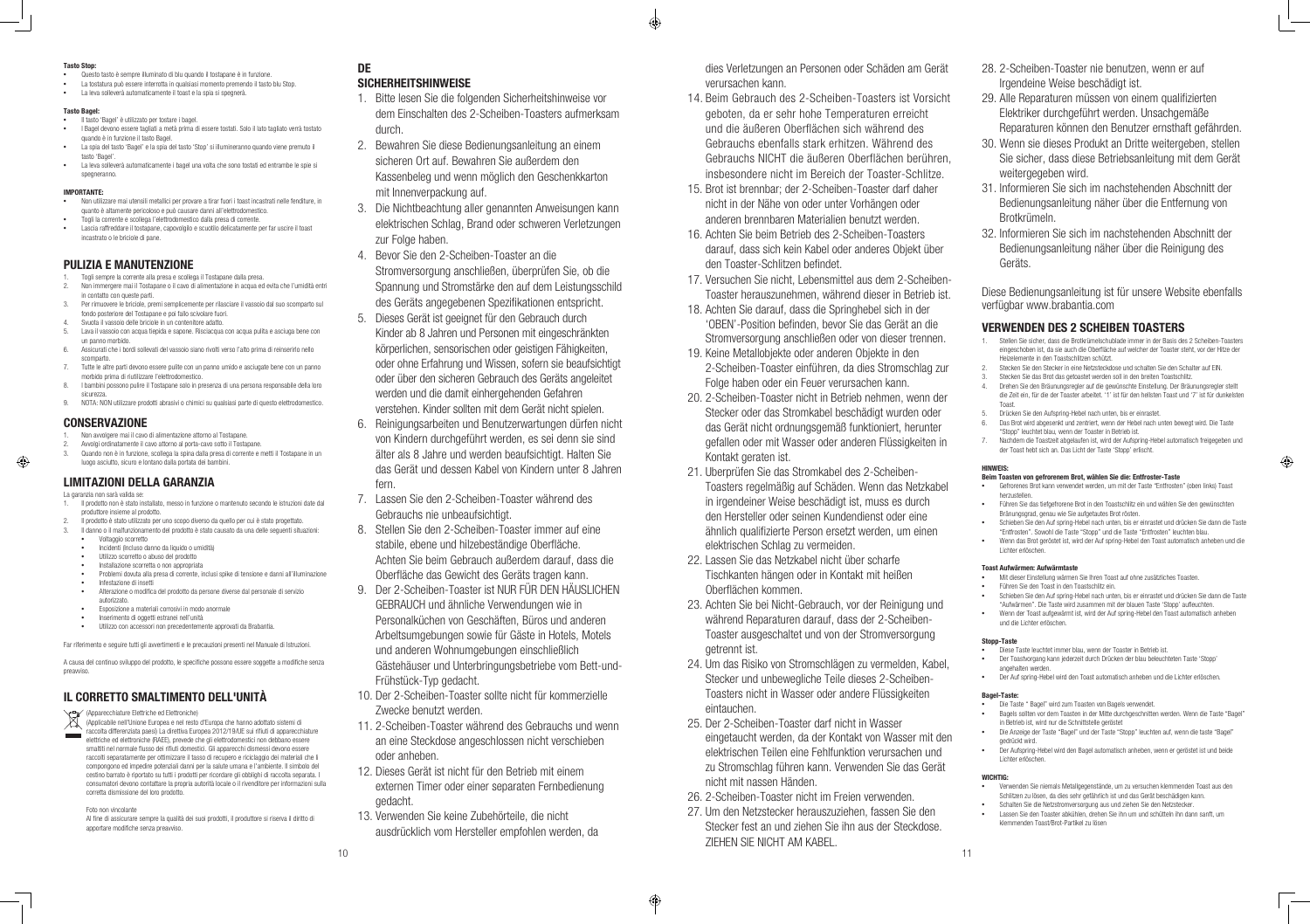**Tasto Stop:**

- Questo tasto è sempre illuminato di blu quando il tostapane è in funzione.
- La tostatura può essere interrotta in qualsiasi momento premendo il tasto blu Stop.
- La leva solleverà automaticamente il toast e la spia si spegnerà.

**Tasto Bagel:**

- Il tasto 'Bagel' è utilizzato per tostare i bagel.
- I Bagel devono essere tagliati a metà prima di essere tostati. Solo il lato tagliato verrà tostato quando è in funzione il tasto Bagel.
- La spia del tasto 'Bagel' e la spia del tasto 'Stop' si illumineranno quando viene premuto il tasto 'Bagel'.
- La leva solleverà automaticamente i bagel una volta che sono tostati ed entrambe le spie si spegneranno.

**IMPORTANTE:**

- Non utilizzare mai utensili metallici per provare a tirar fuori i toast incastrati nelle fenditure, in quanto è altamente pericoloso e può causare danni all'elettrodomestico.
- Togli la corrente e scollega l'elettrodomestico dalla presa di corrente.
- Lascia raffreddare il tostapane, capovolgilo e scuotilo delicatamente per far uscire il toast incastrato o le briciole di pane.

## PULIZIA E MANUTENZIONE

1. Togli sempre la corrente alla presa e scollega il Tostapane dalla presa.
2. Non immergere mai il Tostapane o il cavo di alimentazione in acqua ed evita che l'umidità entri in contatto con queste parti.
3. Per rimuovere le briciole, premi semplicemente per rilasciare il vassoio dal suo scomparto sul fondo posteriore del Tostapane e poi fallo scivolare fuori.
4. Svuota il vassoio delle briciole in un contenitore adatto.
5. Lava il vassoio con acqua tiepida e sapone. Risciacqua con acqua pulita e asciuga bene con un panno morbido.
6. Assicurati che i bordi sollevati del vassoio siano rivolti verso l'alto prima di reinserirlo nello scomparto.
7. Tutte le altre parti devono essere pulite con un panno umido e asciugate bene con un panno morbido prima di riutilizzare l'elettrodomestico.
8. I bambini possono pulire il Tostapane solo in presenza di una persona responsabile della loro sicurezza.
9. NOTA: NON utilizzare prodotti abrasivi o chimici su qualsiasi parte di questo elettrodomestico.

## CONSERVAZIONE

1. Non avvolgere mai il cavo di alimentazione attorno al Tostapane.
2. Avvolgi ordinatamente il cavo attorno al porta-cavo sotto il Tostapane.
3. Quando non è in funzione, scollega la spina dalla presa di corrente e metti il Tostapane in un luogo asciutto, sicuro e lontano dalla portata dei bambini.

## LIMITAZIONI DELLA GARANZIA

La garanzia non sarà valida se:

1. Il prodotto non è stato installato, messo in funzione o mantenuto secondo le istruzioni date dal produttore insieme al prodotto.
2. Il prodotto è stato utilizzato per uno scopo diverso da quello per cui è stato progettato.
3. Il danno o il malfunzionamento del prodotto è stato causato da una delle seguenti situazioni:
   - Voltaggio scorretto
   - Incidenti (incluso danno da liquido o umidità)
   - Utilizzo scorretto o abuso del prodotto
   - Installazione scorretta o non appropriata
   - Problemi dovuti alla presa di corrente, inclusi spike di tensione e danni all'illuminazione
   - Infestazione di insetti
   - Alterazione o modifica del prodotto da persone diverse dal personale di servizio autorizzato.
   - Esposizione a materiali corrosivi in modo anormale
   - Inserimento di oggetti estranei nell'unità
   - Utilizzo con accessori non precedentemente approvati da Brabantia.

Far riferimento e seguire tutti gli avvertimenti e le precauzioni presenti nel Manuale di Istruzioni.

A causa del continuo sviluppo del prodotto, le specifiche possono essere soggette a modifiche senza preavviso.

## IL CORRETTO SMALTIMENTO DELL'UNITÀ

(Apparecchiature Elettriche ed Elettroniche)
(Applicabile nell'Unione Europea e nel resto d'Europa che hanno adottato sistemi di raccolta differenziata paesi) La direttiva Europea 2012/19/UE sui rifiuti di apparecchiature elettriche ed elettroniche (RAEE), prevede che gli elettrodomestici non debbano essere smaltiti nel normale flusso dei rifiuti domestici. Gli apparecchi dismessi devono essere raccolti separatamente per ottimizzare il tasso di recupero e riciclaggio dei materiali che li compongono ed impedire potenziali danni per la salute umana e l'ambiente. Il simbolo del cestino barrato è riportato su tutti i prodotti per ricordare gli obblighi di raccolta separata. I consumatori devono contattare la propria autorità locale o il rivenditore per informazioni sulla corretta dismissione del loro prodotto.

Foto non vincolante
Al fine di assicurare sempre la qualità dei suoi prodotti, il produttore si riserva il diritto di apportare modifiche senza preavviso.

# DE

## SICHERHEITSHINWEISE

1. Bitte lesen Sie die folgenden Sicherheitshinweise vor dem Einschalten des 2-Scheiben-Toasters aufmerksam durch.
2. Bewahren Sie diese Bedienungsanleitung an einem sicheren Ort auf. Bewahren Sie außerdem den Kassenbeleg und wenn möglich den Geschenkkarton mit Innenverpackung auf.
3. Die Nichtbeachtung aller genannten Anweisungen kann elektrischen Schlag, Brand oder schweren Verletzungen zur Folge haben.
4. Bevor Sie den 2-Scheiben-Toaster an die Stromversorgung anschließen, überprüfen Sie, ob die Spannung und Stromstärke des auf dem Leistungsschild des Geräts angegebenen Spezifikationen entspricht.
5. Dieses Gerät ist geeignet für den Gebrauch durch Kinder ab 8 Jahren und Personen mit eingeschränkten körperlichen, sensorischen oder geistigen Fähigkeiten, oder ohne Erfahrung und Wissen, sofern sie beaufsichtigt oder über den sicheren Gebrauch des Geräts angeleitet werden und die damit einhergehenden Gefahren verstehen. Kinder sollten mit dem Gerät nicht spielen.
6. Reinigungsarbeiten und Benutzerwartungen dürfen nicht von Kindern durchgeführt werden, es sei denn sie sind älter als 8 Jahre und werden beaufsichtigt. Halten Sie das Gerät und dessen Kabel von Kindern unter 8 Jahren fern.
7. Lassen Sie den 2-Scheiben-Toaster während des Gebrauchs nie unbeaufsichtigt.
8. Stellen Sie den 2-Scheiben-Toaster immer auf eine stabile, ebene und hitzebeständige Oberfläche. Achten Sie beim Gebrauch außerdem darauf, dass die Oberfläche das Gewicht des Geräts tragen kann.
9. Der 2-Scheiben-Toaster ist NUR FÜR DEN HÄUSLICHEN GEBRAUCH und ähnliche Verwendungen wie in Personalküchen von Geschäften, Büros und anderen Arbeitsumgebungen sowie für Gäste in Hotels, Motels und anderen Wohnumgebungen einschließlich Gästehäuser und Unterbringungsbetriebe vom Bett-und-Frühstück-Typ gedacht.
10. Der 2-Scheiben-Toaster sollte nicht für kommerzielle Zwecke benutzt werden.
11. 2-Scheiben-Toaster während des Gebrauchs und wenn an eine Steckdose angeschlossen nicht verschieben oder anheben.
12. Dieses Gerät ist nicht für den Betrieb mit einem externen Timer oder einer separaten Fernbedienung gedacht.
13. Verwenden Sie keine Zubehörteile, die nicht ausdrücklich vom Hersteller empfohlen werden, da dies Verletzungen an Personen oder Schäden am Gerät verursachen kann.
14. Beim Gebrauch des 2-Scheiben-Toasters ist Vorsicht geboten, da er sehr hohe Temperaturen erreicht und die äußeren Oberflächen sich während des Gebrauchs ebenfalls stark erhitzen. Während des Gebrauchs NICHT die äußeren Oberflächen berühren, insbesondere nicht im Bereich der Toaster-Schlitze.
15. Brot ist brennbar; der 2-Scheiben-Toaster darf daher nicht in der Nähe von oder unter Vorhängen oder anderen brennbaren Materialien benutzt werden.
16. Achten Sie beim Betrieb des 2-Scheiben-Toasters darauf, dass sich kein Kabel oder anderes Objekt über den Toaster-Schlitzen befindet.
17. Versuchen Sie nicht, Lebensmittel aus dem 2-Scheiben-Toaster herauszunehmen, während dieser in Betrieb ist.
18. Achten Sie darauf, dass die Springhebel sich in der 'OBEN'-Position befinden, bevor Sie das Gerät an die Stromversorgung anschließen oder von dieser trennen.
19. Keine Metallobjekte oder anderen Objekte in den 2-Scheiben-Toaster einführen, da dies Stromschlag zur Folge haben oder ein Feuer verursachen kann.
20. 2-Scheiben-Toaster nicht in Betrieb nehmen, wenn der Stecker oder das Stromkabel beschädigt wurden oder das Gerät nicht ordnungsgemäß funktioniert, herunter gefallen oder mit Wasser oder anderen Flüssigkeiten in Kontakt geraten ist.
21. Überprüfen Sie das Stromkabel des 2-Scheiben-Toasters regelmäßig auf Schäden. Wenn das Netzkabel in irgendeiner Weise beschädigt ist, muss es durch den Hersteller oder seinen Kundendienst oder eine ähnlich qualifizierte Person ersetzt werden, um einen elektrischen Schlag zu vermeiden.
22. Lassen Sie das Netzkabel nicht über scharfe Tischkanten hängen oder in Kontakt mit heißen Oberflächen kommen.
23. Achten Sie bei Nicht-Gebrauch, vor der Reinigung und während Reparaturen darauf, dass der 2-Scheiben-Toaster ausgeschaltet und von der Stromversorgung getrennt ist.
24. Um das Risiko von Stromschlägen zu vermeiden, Kabel, Stecker und unbewegliche Teile dieses 2-Scheiben-Toasters nicht in Wasser oder andere Flüssigkeiten eintauchen.
25. Der 2-Scheiben-Toaster darf nicht in Wasser eingetaucht werden, da der Kontakt von Wasser mit den elektrischen Teilen eine Fehlfunktion verursachen und zu Stromschlag führen kann. Verwenden Sie das Gerät nicht mit nassen Händen.
26. 2-Scheiben-Toaster nicht im Freien verwenden.
27. Um den Netzstecker herauszuziehen, fassen Sie den Stecker fest an und ziehen Sie ihn aus der Steckdose. ZIEHEN SIE NICHT AM KABEL.
28. 2-Scheiben-Toaster nie benutzen, wenn er auf Irgendeine Weise beschädigt ist.
29. Alle Reparaturen müssen von einem qualifizierten Elektriker durchgeführt werden. Unsachgemäße Reparaturen können den Benutzer ernsthaft gefährden.
30. Wenn sie dieses Produkt an Dritte weitergeben, stellen Sie sicher, dass diese Betriebsanleitung mit dem Gerät weitergegeben wird.
31. Informieren Sie sich im nachstehenden Abschnitt der Bedienungsanleitung näher über die Entfernung von Brotkrümeln.
32. Informieren Sie sich im nachstehenden Abschnitt der Bedienungsanleitung näher über die Reinigung des Geräts.

Diese Bedienungsanleitung ist für unsere Website ebenfalls verfügbar www.brabantia.com

## VERWENDEN DES 2 SCHEIBEN TOASTERS

1. Stellen Sie sicher, dass die Brotkrümelschublade immer in der Basis des 2 Scheiben-Toasters eingeschoben ist, da sie auch die Oberfläche auf welcher der Toaster steht, vor der Hitze der Heizelemente in den Toastschlitzen schützt.
2. Stecken Sie den Stecker in eine Netzsteckdose und schalten Sie den Schalter auf EIN.
3. Stecken Sie das Brot das getoastet werden soll in den breiten Toastschlitz.
4. Drehen Sie den Bräunungsregler auf die gewünschte Einstellung. Der Bräunungsregler stellt die Zeit ein, für die der Toaster arbeitet. '1' ist für den hellsten Toast und '7' ist für dunkelsten Toast.
5. Drücken Sie den Aufspring-Hebel nach unten, bis er einrastet.
6. Das Brot wird abgesenkt und zentriert, wenn der Hebel nach unten bewegt wird. Die Taste "Stopp" leuchtet blau, wenn der Toaster in Betrieb ist.
7. Nachdem die Toastzeit abgelaufen ist, wird der Aufspring-Hebel automatisch freigegeben und der Toast hebt sich an. Das Licht der Taste 'Stopp' erlischt.

**HINWEIS:**

**Beim Toasten von gefrorenem Brot, wählen Sie die: Entfroster-Taste**

- Gefrorenes Brot kann verwendet werden, um mit der Taste "Entfrosten" (oben links) Toast herzustellen.
- Führen Sie das tiefgefrorene Brot in den Toastschlitz ein und wählen Sie den gewünschten Bräunungsgrad, genau wie Sie aufgetautes Brot rösten.
- Schieben Sie den Auf spring-Hebel nach unten, bis er einrastet und drücken Sie dann die Taste "Entfrosten". Sowohl die Taste "Stopp" und die Taste "Entfrosten" leuchten blau.
- Wenn das Brot geröstet ist, wird der Auf spring-Hebel den Toast automatisch anheben und die Lichter erlöschen.

**Toast Aufwärmen: Aufwärmtaste**

- Mit dieser Einstellung wärmen Sie Ihren Toast auf ohne zusätzliches Toasten.
- Führen Sie den Toast in den Toastschlitz ein.
- Schieben Sie den Auf spring-Hebel nach unten, bis er einrastet und drücken Sie dann die Taste "Aufwärmen". Die Taste wird zusammen mit der blauen Taste 'Stopp' aufleuchten.
- Wenn der Toast aufgewärmt ist, wird der Auf spring-Hebel den Toast automatisch anheben und die Lichter erlöschen.

**Stopp-Taste**

- Diese Taste leuchtet immer blau, wenn der Toaster in Betrieb ist.
- Der Toastvorgang kann jederzeit durch Drücken der blau beleuchteten Taste 'Stopp' angehalten werden.
- Der Auf spring-Hebel wird den Toast automatisch anheben und die Lichter erlöschen.

**Bagel-Taste:**

- Die Taste " Bagel" wird zum Toasten von Bagels verwendet.
- Bagels sollten vor dem Toasten in der Mitte durchgeschnitten werden. Wenn die Taste "Bagel" in Betrieb ist, wird nur die Schnittstelle geröstet
- Die Anzeige der Taste "Bagel" und der Taste "Stopp" leuchten auf, wenn die taste "Bagel" gedrückt wird.
- Der Aufspring-Hebel wird den Bagel automatisch anheben, wenn er geröstet ist und beide Lichter erlöschen.

**WICHTIG:**

- Verwenden Sie niemals Metallgegenstände, um zu versuchen klemmenden Toast aus den Schlitzen zu lösen, da dies sehr gefährlich ist und das Gerät beschädigen kann.
- Schalten Sie die Netzstromversorgung aus und ziehen Sie den Netzstecker.
- Lassen Sie den Toaster abkühlen, drehen Sie ihn um und schütteln Ihn dann sanft, um klemmende Toast/Brot-Partikel zu lösen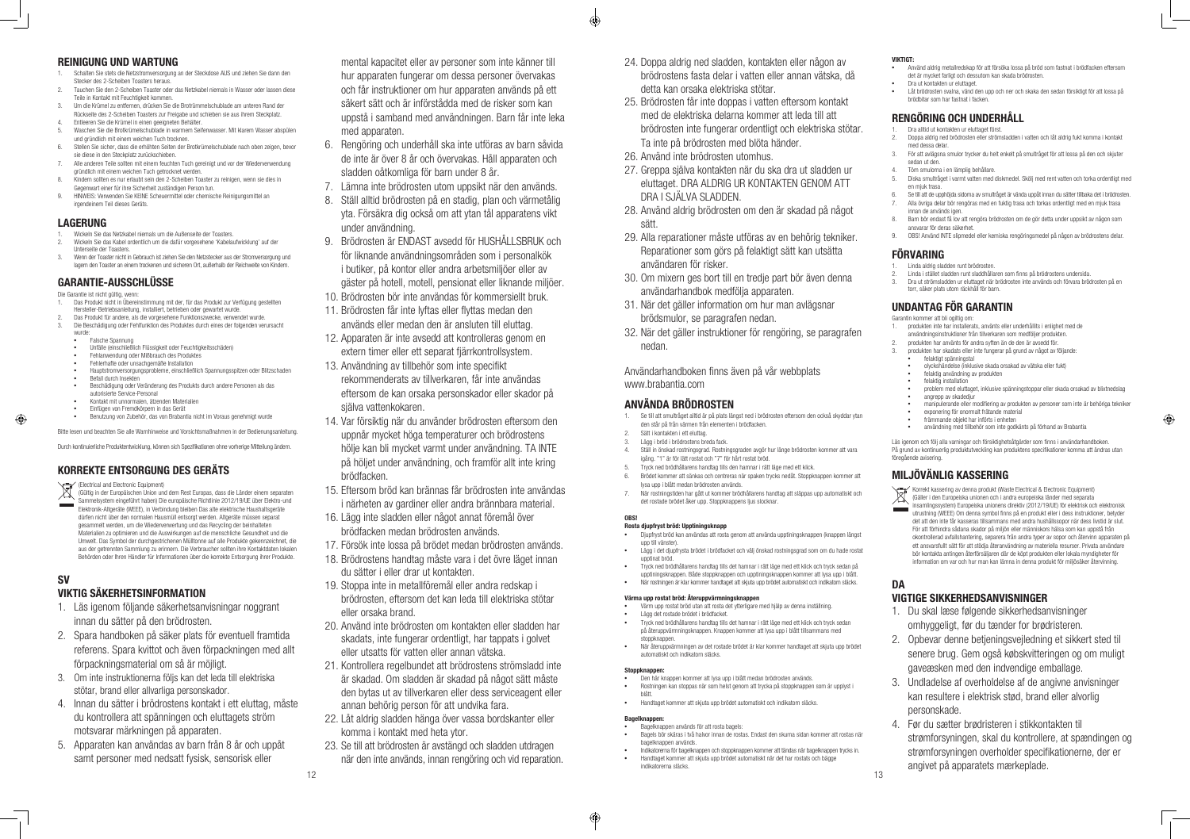## REINIGUNG UND WARTUNG

1. Schalten Sie stets die Netzstromversorgung an der Steckdose AUS und ziehen Sie dann den Stecker des 2-Scheiben Toasters heraus.
2. Tauchen Sie den 2-Scheiben Toaster oder das Netzkabel niemals in Wasser oder lassen diese Teile in Kontakt mit Feuchtigkeit kommen.
3. Um die Krümel zu entfernen, drücken Sie die Brotrümmelschublade am unteren Rand der Rückseite des 2-Scheiben Toasters zur Freigabe und schieben sie aus ihrem Steckplatz.
4. Entleeren Sie die Krümel in einen geeigneten Behälter.
5. Waschen Sie die Brotkrümelschublade in warmem Seifenwasser. Mit klarem Wasser abspülen und gründlich mit einem weichen Tuch trocknen.
6. Stellen Sie sicher, dass die erhöhten Seiten der Brotkrümelschublade nach oben zeigen, bevor sie diese in den Steckplatz zurückschieben.
7. Alle anderen Teile sollten mit einem feuchten Tuch gereinigt und vor der Wiederverwendung gründlich mit einem weichen Tuch getrocknet werden.
8. Kindern sollten es nur erlaubt sein den 2-Scheiben Toaster zu reinigen, wenn sie dies in Gegenwart einer für ihre Sicherheit zuständigen Person tun.
9. HINWEIS: Verwenden Sie KEINE Scheuermittel oder chemische Reinigungsmittel an irgendeinem Teil dieses Geräts.

## LAGERUNG

1. Wickeln Sie das Netzkabel niemals um die Außenseite der Toasters.
2. Wickeln Sie das Kabel ordentlich um die dafür vorgesehene 'Kabelaufwicklung' auf der Unterseite der Toasters.
3. Wenn der Toaster nicht in Gebrauch ist ziehen Sie den Netzstecker aus der Stromversorgung und lagern den Toaster an einem trockenen und sicheren Ort, außerhalb der Reichweite von Kindern.

## GARANTIE-AUSSCHLÜSSE

Die Garantie ist nicht gültig, wenn:

1. Das Produkt nicht in Übereinstimmung mit der, für das Produkt zur Verfügung gestellten Hersteller-Betriebsanleitung, installiert, betrieben oder gewartet wurde.
2. Das Produkt für andere, als die vorgesehene Funktionszwecke, verwendet wurde.
3. Die Beschädigung oder Fehlfunktion des Produktes durch eines der folgenden verursacht wurde:
   - Falsche Spannung
   - Unfälle (einschließlich Flüssigkeit oder Feuchtigkeitsschäden)
   - Fehlanwendung oder Mißbrauch des Produktes
   - Fehlerhafte oder unsachgemäße Installation
   - Hauptstromversorgungsprobleme, einschließlich Spannungsspitzen oder Blitzschaden
   - Befall durch Insekten
   - Beschädigung oder Veränderung des Produkts durch andere Personen als das autorisierte Service-Personal
   - Kontakt mit unnormalen, ätzenden Materialien
   - Einfügen von Fremdkörpern in das Gerät
   - Benutzung von Zubehör, das von Brabantia nicht im Voraus genehmigt wurde

Bitte lesen und beachten Sie alle Warnhinweise und Vorsichtsmaßnahmen in der Bedienungsanleitung.

Durch kontinuierliche Produktentwicklung, können sich Spezifikationen ohne vorherige Mitteilung ändern.

## KORREKTE ENTSORGUNG DES GERÄTS

(Electrical and Electronic Equipment)
(Gültig in der Europäischen Union und dem Rest Europas, dass die Länder einem separaten Sammelsystem eingeführt haben) Die europäische Richtlinie 2012/19/UE über Elektro-und Elektronik-Altgeräte (WEEE), in Verbindung bleiben Das alte elektrische Haushaltsgeräte dürfen nicht über den normalen Hausmüll entsorgt werden. Altgeräte müssen separat gesammelt werden, um die Wiederverwertung und das Recycling der beinhalteten Materialien zu optimieren und die Auswirkungen auf die menschliche Gesundheit und die Umwelt. Das Symbol der durchgestrichenen Mülltonne auf alle Produkte gekennzeichnet, die aus der getrennten Sammlung zu erinnern. Die Verbraucher sollten ihre Kontaktdaten lokalen Behörden oder Ihren Händler für Informationen über die korrekte Entsorgung ihrer Produkte.

## SV

## VIKTIG SÄKERHETSINFORMATION

1. Läs igenom följande säkerhetsanvisningar noggrant innan du sätter på den brödrosten.
2. Spara handboken på säker plats för eventuell framtida referens. Spara kvittot och även förpackningen med allt förpackningsmaterial om så är möjligt.
3. Om inte instruktionerna följs kan det leda till elektriska stötar, brand eller allvarliga personskador.
4. Innan du sätter i brödrostens kontakt i ett eluttag, måste du kontrollera att spänningen och eluttagets ström motsvarar märkningen på apparaten.
5. Apparaten kan användas av barn från 8 år och uppåt samt personer med nedsatt fysisk, sensorisk eller mental kapacitet eller av personer som inte känner till hur apparaten fungerar om dessa personer övervakas och får instruktioner om hur apparaten används på ett säkert sätt och är införstådda med de risker som kan uppstå i samband med användningen. Barn får inte leka med apparaten.
6. Rengöring och underhåll ska inte utföras av barn såvida de inte är över 8 år och övervakas. Håll apparaten och sladden oåtkomliga för barn under 8 år.
7. Lämna inte brödrosten utom uppsikt när den används.
8. Ställ alltid brödrosten på en stadig, plan och värmetålig yta. Försäkra dig också om att ytan tål apparatens vikt under användning.
9. Brödrosten är ENDAST avsedd för HUSHÅLLSBRUK och för liknande användningsområden som i personalkök i butiker, på kontor eller andra arbetsmiljöer eller av gäster på hotell, motell, pensionat eller liknande miljöer.
10. Brödrosten bör inte användas för kommersiellt bruk.
11. Brödrosten får inte lyftas eller flyttas medan den används eller medan den är ansluten till eluttag.
12. Apparaten är inte avsedd att kontrolleras genom en extern timer eller ett separat fjärrkontrollsystem.
13. Användning av tillbehör som inte specifikt rekommenderats av tillverkaren, får inte användas eftersom de kan orsaka personskador eller skador på själva vattenkokaren.
14. Var försiktig när du använder brödrosten eftersom den uppnår mycket höga temperaturer och brödrostens hölje kan bli mycket varmt under användning. TA INTE på höljet under användning, och framför allt inte kring brödfacken.
15. Eftersom bröd kan brännas får brödrosten inte användas i närheten av gardiner eller andra brännbara material.
16. Lägg inte sladden eller något annat föremål över brödfacken medan brödrosten används.
17. Försök inte lossa på brödet medan brödrosten används.
18. Brödrostens handtag måste vara i det övre läget innan du sätter i eller drar ut kontakten.
19. Stoppa inte in metallföremål eller andra redskap i brödrosten, eftersom det kan leda till elektriska stötar eller orsaka brand.
20. Använd inte brödrosten om kontakten eller sladden har skadats, inte fungerar ordentligt, har tappats i golvet eller utsatts för vatten eller annan vätska.
21. Kontrollera regelbundet att brödrostens strömsladd inte är skadad. Om sladden är skadad på något sätt måste den bytas ut av tillverkaren eller dess serviceagent eller annan behörig person för att undvika fara.
22. Låt aldrig sladden hänga över vassa bordskanter eller komma i kontakt med heta ytor.
23. Se till att brödrosten är avstängd och sladden utdragen när den inte används, innan rengöring och vid reparation.
24. Doppa aldrig ned sladden, kontakten eller någon av brödrostens fasta delar i vatten eller annan vätska, då detta kan orsaka elektriska stötar.
25. Brödrosten får inte doppas i vatten eftersom kontakt med de elektriska delarna kommer att leda till att brödrosten inte fungerar ordentligt och elektriska stötar. Ta inte på brödrosten med blöta händer.
26. Använd inte brödrosten utomhus.
27. Greppa själva kontakten när du ska dra ut sladden ur eluttaget. DRA ALDRIG UR KONTAKTEN GENOM ATT DRA I SJÄLVA SLADDEN.
28. Använd aldrig brödrosten om den är skadad på något sätt.
29. Alla reparationer måste utföras av en behörig tekniker. Reparationer som görs på felaktigt sätt kan utsätta användaren för risker.
30. Om mixern ges bort till en tredje part bör även denna användarhandbok medfölja apparaten.
31. När det gäller information om hur man avlägsnar brödsmulor, se paragrafen nedan.
32. När det gäller instruktioner för rengöring, se paragrafen nedan.

Användarhandboken finns även på vår webbplats www.brabantia.com

## ANVÄNDA BRÖDROSTEN

1. Se till att smulträget alltid är på plats längst ned i brödrosten eftersom den också skyddar ytan den står på från värmen från elementen i brödfacken.
2. Sätt i kontakten i ett eluttag.
3. Lägg i bröd i brödrostens breda fack.
4. Ställ in önskad rostningsgrad. Rostningsgraden avgör hur länge brödrosten kommer att vara igång. "1" är för lätt rostat och "7" för hårt rostat bröd.
5. Tryck ned brödhållarens handtag tills den hamnar i rätt läge med ett klick.
6. Brödet kommer att sänkas och centreras när spaken trycks nedåt. Stoppknappen kommer att lysa upp i blått medan brödrosten används.
7. När rostningstiden har gått ut kommer brödhållarens handtag att släppas upp automatiskt och det rostade brödet åker upp. Stoppknappens ljus slocknar.

**OBS!**

**Rosta djupfryst bröd: Upptiningsknapp**

- Djupfryst bröd kan användas att rosta genom att använda upptiningsknappen (knappen längst upp till vänster).
- Lägg i det djupfrysta brödet i brödfacket och välj önskad rostningsgrad som om du hade rostat upptinat bröd.
- Tryck ned brödhållarens handtag tills det hamnar i rätt läge med ett klick och tryck sedan på upptiningsknappen. Både stoppknappen och upptiningsknappen kommer att lysa upp i blått.
- När rostningen är klar kommer handtaget att skjuta upp brödet automatiskt och indikatorn släcks.

**Värma upp rostat bröd: Återuppvärmningsknappen**

- Värm upp rostat bröd utan att rosta det ytterligare med hjälp av denna inställning.
- Lägg det rostade brödet i brödfacket.
- Tryck ned brödhållarens handtag tills det hamnar i rätt läge med ett klick och tryck sedan på återuppvärmningsknappen. Knappen kommer att lysa upp i blått tillsammans med stoppknappen.
- När återuppvärmningen av det rostade brödet är klar kommer handtaget att skjuta upp brödet automatiskt och indikatorn släcks.

**Stoppknappen:**

- Den här knappen kommer att lysa upp i blått medan brödrosten används.
- Rostningen kan stoppas när som helst genom att trycka på stoppknappen som är upplyst i blått.
- Handtaget kommer att skjuta upp brödet automatiskt och indikatorn släcks.

**Bagelknappen:**

- Bagelknappen används för att rosta bagels:
- Bagels bör skäras i två halvor innan de rostas. Endast den skurna sidan kommer att rostas när bagelknappen används.
- Indikatorerna för bagelknappen och stoppknappen kommer att tändas när bagelknappen trycks in.
- Handtaget kommer att skjuta upp brödet automatiskt när det har rostats och bägge indikatorerna släcks.

**VIKTIGT:**

- Använd aldrig metallredskap för att försöka lossa på bröd som fastnat i brödfacken eftersom det är mycket farligt och dessutom kan skada brödrosten.
- Dra ut kontakten ur eluttaget.
- Låt brödrosten svalna, vänd den upp och ner och skaka den sedan försiktigt för att lossa på brödbitar som har fastnat i facken.

## RENGÖRING OCH UNDERHÅLL

1. Dra alltid ut kontakten ur eluttaget först.
2. Doppa aldrig ned brödrosten eller strömsladden i vatten och låt aldrig fukt komma i kontakt med dessa delar.
3. För att avlägsna smulor trycker du helt enkelt på smulträget för att lossa på den och skjuter sedan ut den.
4. Töm smulorna i en lämplig behållare.
5. Diska smulträget i varmt vatten med diskmedel. Skölj med rent vatten och torka ordentligt med en mjuk trasa.
6. Se till att de upphöjda sidorna av smulträget är vända uppåt innan du sätter tillbaka det i brödrosten.
7. Alla övriga delar bör rengöras med en fuktig trasa och torkas ordentligt med en mjuk trasa innan de används igen.
8. Barn bör endast få lov att rengöra brödrosten om de gör detta under uppsikt av någon som ansvarar för deras säkerhet.
9. OBS! Använd INTE slipmedel eller kemiska rengöringsmedel på någon av brödrostens delar.

## FÖRVARING

1. Linda aldrig sladden runt brödrosten.
2. Linda i stället sladden runt sladdhållaren som finns på brödrostens undersida.
3. Dra ut strömsladden ur eluttaget när brödrosten inte används och förvara brödrosten på en torr, säker plats utom räckhåll för barn.

## UNDANTAG FÖR GARANTIN

Garantin kommer att bli ogiltig om:

1. produkten inte har installerats, använts eller underhållits i enlighet med de användningsinstruktioner från tillverkaren som medföljer produkten.
2. produkten har använts för andra syften än de den är avsedd för.
3. produkten har skadats eller inte fungerar på grund av något av följande:
   - felaktigt spänningstal
   - olyckshändelse (inklusive skada orsakad av vätska eller fukt)
   - felaktig användning av produkten
   - felaktig installation
   - problem med eluttaget, inklusive spänningstoppar eller skada orsakad av blixtnedslag
   - angrepp av skadedjur
   - manipulerande eller modifiering av produkten av personer som inte är behöriga tekniker
   - exponering för onormalt frätande material
   - främmande objekt har införts i enheten
   - användning med tillbehör som inte godkänts på förhand av Brabantia

Läs igenom och följ alla varningar och försiktighetsåtgärder som finns i användarhandboken.
På grund av kontinuerlig produktutveckling kan produktens specifikationer komma att ändras utan föregående avisering.

## MILJÖVÄNLIG KASSERING

Korrekt kassering av denna produkt (Waste Electrical & Electronic Equipment)
(Gäller i den Europeiska unionen och i andra europeiska länder med separata insamlingssystem) Europeiska unionens direktiv (2012/19/UE) för elektrisk och elektronisk utrustning (WEEE) Om denna symbol finns på en produkt eller i dess instruktioner, betyder det att den inte får kasseras tillsammans med andra hushållssopor när dess livstid är slut. För att förhindra sådana skador på miljön eller människors hälsa som kan uppstå från okontrollerad avfallshantering, separera från andra typer av sopor och återvinn apparaten på ett ansvarsfullt sätt för att stödja återanvändning av materiella resurser. Privata användare bör kontakta antingen återförsäljaren där de köpt produkten eller lokala myndigheter för information om var och hur man kan lämna in denna produkt för miljösäker återvinning.

## DA

## VIGTIGE SIKKERHEDSANVISNINGER

1. Du skal læse følgende sikkerhedsanvisninger omhyggeligt, før du tænder for brødristeren.
2. Opbevar denne betjeningsvejledning et sikkert sted til senere brug. Gem også købskvitteringen og om muligt gaveæsken med den indvendige emballage.
3. Undladelse af overholdelse af de angivne anvisninger kan resultere i elektrisk stød, brand eller alvorlig personskade.
4. Før du sætter brødristeren i stikkontakten til strømforsyningen, skal du kontrollere, at spændingen og strømforsyningen overholder specifikationerne, der er angivet på apparatets mærkeplade.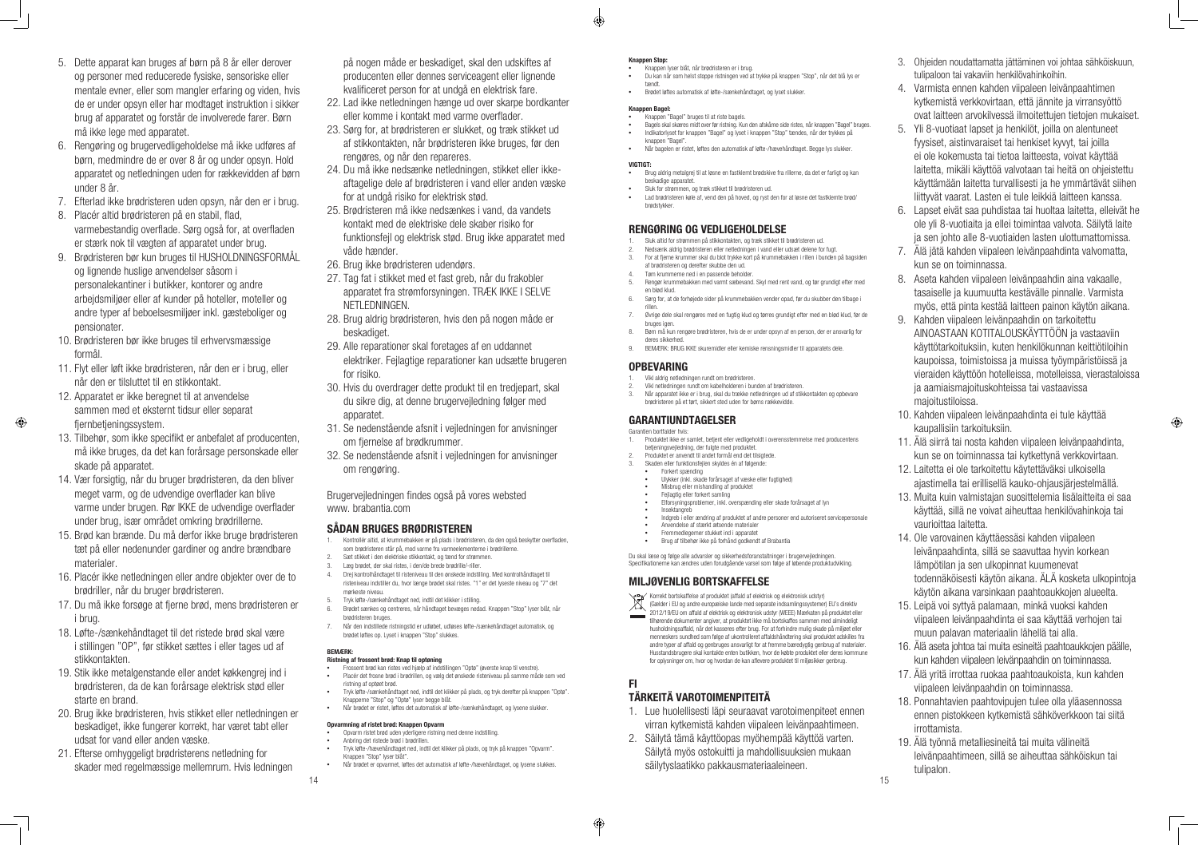5. Dette apparat kan bruges af børn på 8 år eller derover og personer med reducerede fysiske, sensoriske eller mentale evner, eller som mangler erfaring og viden, hvis de er under opsyn eller har modtaget instruktion i sikker brug af apparatet og forstår de involverede farer. Børn må ikke lege med apparatet.
6. Rengøring og brugervedligeholdelse må ikke udføres af børn, medmindre de er over 8 år og under opsyn. Hold apparatet og netledningen uden for rækkevidden af børn under 8 år.
7. Efterlad ikke brødristeren uden opsyn, når den er i brug.
8. Placér altid brødristeren på en stabil, flad, varmebestandig overflade. Sørg også for, at overfladen er stærk nok til vægten af apparatet under brug.
9. Brødristeren bør kun bruges til HUSHOLDNINGSFORMÅL og lignende huslige anvendelser såsom i personalekantiner i butikker, kontorer og andre arbejdsmiljøer eller af kunder på hoteller, moteller og andre typer af beboelsesmiljøer inkl. gæsteboliger og pensionater.
10. Brødristeren bør ikke bruges til erhvervsmæssige formål.
11. Flyt eller løft ikke brødristeren, når den er i brug, eller når den er tilsluttet til en stikkontakt.
12. Apparatet er ikke beregnet til at anvendelse sammen med et eksternt tidsur eller separat fjernbetjeningssystem.
13. Tilbehør, som ikke specifikt er anbefalet af producenten, må ikke bruges, da det kan forårsage personskade eller skade på apparatet.
14. Vær forsigtig, når du bruger brødristeren, da den bliver meget varm, og de udvendige overflader kan blive varme under brugen. Rør IKKE de udvendige overflader under brug, især området omkring brødrillerne.
15. Brød kan brænde. Du må derfor ikke bruge brødristeren tæt på eller nedenunder gardiner og andre brændbare materialer.
16. Placér ikke netledningen eller andre objekter over de to brødriller, når du bruger brødristeren.
17. Du må ikke forsøge at fjerne brød, mens brødristeren er i brug.
18. Løfte-/sænkehåndtaget til det ristede brød skal være i stillingen "OP", før stikket sættes i eller tages ud af stikkontakten.
19. Stik ikke metalgenstande eller andet køkkengrej ind i brødristeren, da de kan forårsage elektrisk stød eller starte en brand.
20. Brug ikke brødristeren, hvis stikket eller netledningen er beskadiget, ikke fungerer korrekt, har været tabt eller udsat for vand eller anden væske.
21. Efterse omhyggeligt brødristerens netledning for skader med regelmæssige mellemrum. Hvis ledningen på nogen måde er beskadiget, skal den udskiftes af producenten eller dennes serviceagent eller lignende kvalificeret person for at undgå en elektrisk fare.
22. Lad ikke netledningen hænge ud over skarpe bordkanter eller komme i kontakt med varme overflader.
23. Sørg for, at brødristeren er slukket, og træk stikket ud af stikkontakten, når brødristeren ikke bruges, før den rengøres, og når den repareres.
24. Du må ikke nedsænke netledningen, stikket eller ikke-aftagelige dele af brødristeren i vand eller anden væske for at undgå risiko for elektrisk stød.
25. Brødristeren må ikke nedsænkes i vand, da vandets kontakt med de elektriske dele skaber risiko for funktionsfejl og elektrisk stød. Brug ikke apparatet med våde hænder.
26. Brug ikke brødristeren udendørs.
27. Tag fat i stikket med et fast greb, når du frakobler apparatet fra strømforsyningen. TRÆK IKKE I SELVE NETLEDNINGEN.
28. Brug aldrig brødristeren, hvis den på nogen måde er beskadiget.
29. Alle reparationer skal foretages af en uddannet elektriker. Fejlagtige reparationer kan udsætte brugeren for risiko.
30. Hvis du overdrager dette produkt til en tredjepart, skal du sikre dig, at denne brugervejledning følger med apparatet.
31. Se nedenstående afsnit i vejledningen for anvisninger om fjernelse af brødkrummer.
32. Se nedenstående afsnit i vejledningen for anvisninger om rengøring.

Brugervejledningen findes også på vores websted www. brabantia.com

## SÅDAN BRUGES BRØDRISTEREN

1. Kontrollér altid, at krummebakken er på plads i brødristeren, da den også beskytter overfladen, som brødristeren står på, mod varme fra varmeelementerne i brødrillerne.
2. Sæt stikket i den elektriske stikkontakt, og tænd for strømmen.
3. Læg brødet, der skal ristes, i den/de brede brødrille/-riller.
4. Drej kontrolhåndtaget til risteniveau til den ønskede indstilling. Med kontrolhåndtaget til risteniveau indstiller du, hvor længe brødet skal ristes. "1" er det lyseste niveau og "7" det mørkeste niveau.
5. Tryk løfte-/sænkehåndtaget ned, indtil det klikker i stilling.
6. Brødet sænkes og centreres, når håndtaget bevæges nedad. Knappen "Stop" lyser blåt, når brødristeren bruges.
7. Når den indstillede ristningstid er udløbet, udløses løfte-/sænkehåndtaget automatisk, og brødet løftes op. Lyset i knappen "Stop" slukkes.

**BEMÆRK:**

**Ristning af frossent brød: Knap til optøning**

- Frossent brød kan ristes ved hjælp af indstillingen "Optø" (øverste knap til venstre).
- Placér det frosne brød i brødrillen, og vælg det ønskede risteniveau på samme måde som ved ristning af optøet brød.
- Tryk løfte-/sænkehåndtaget ned, indtil det klikker på plads, og tryk derefter på knappen "Optø". Knapperne "Stop" og "Optø" lyser begge blåt.
- Når brødet er ristet, løftes det automatisk af løfte-/sænkehåndtaget, og lysene slukker.

**Opvarmning af ristet brød: Knappen Opvarm**

- Opvarm ristet brød uden yderligere ristning med denne indstilling.
- Anbring det ristede brød i brødrillen.
- Tryk løfte-/hævehåndtaget ned, indtil det klikker på plads, og tryk på knappen "Opvarm". Knappen "Stop" lyser blåt".
- Når brødet er opvarmet, løftes det automatisk af løfte-/hævehåndtaget, og lysene slukkes.

**Knappen Stop:**

- Knappen lyser blåt, når brødristeren er i brug.
- Du kan når som helst stoppe ristningen ved at trykke på knappen "Stop", når det blå lys er tændt.
- Brødet løftes automatisk af løfte-/sænkehåndtaget, og lyset slukker.

**Knappen Bagel:**

- Knappen "Bagel" bruges til at riste bagels.
- Bagels skal skæres midt over før ristning. Kun den afskårne side ristes, når knappen "Bagel" bruges.
- Indikatorlyset for knappen "Bagel" og lyset i knappen "Stop" tændes, når der trykkes på knappen "Bagel".
- Når bagelen er ristet, løftes den automatisk af løfte-/hævehåndtaget. Begge lys slukker.

**VIGTIGT:**

- Brug aldrig metalgrej til at løsne en fastklemt brødskive fra rillerne, da det er farligt og kan beskadige apparatet.
- Sluk for strømmen, og træk stikket til brødristeren ud.
- Lad brødristeren køle af, vend den på hoved, og ryst den for at løsne det fastklemte brød/brødstykker.

## RENGØRING OG VEDLIGEHOLDELSE

1. Sluk altid for strømmen på stikkontakten, og træk stikket til brødristeren ud.
2. Nedsænk aldrig brødristeren eller netledningen i vand eller udsæt delene for fugt.
3. For at fjerne krummer skal du blot trykke kort på krummebakken i rillen i bunden på bagsiden af brødristeren og derefter skubbe den ud.
4. Tøm krummerne ned i en passende beholder.
5. Rengør krummebakken med varmt sæbevand. Skyl med rent vand, og tør grundigt efter med en blød klud.
6. Sørg for, at de forhøjede sider på krummebakken vender opad, før du skubber den tilbage i rillen.
7. Øvrige dele skal rengøres med en fugtig klud og tørres grundigt efter med en blød klud, før de bruges igen.
8. Børn må kun rengøre brødristeren, hvis de er under opsyn af en person, der er ansvarlig for deres sikkerhed.
9. BEMÆRK: BRUG IKKE skuremidler eller kemiske rensningsmidler til apparatets dele.

## OPBEVARING

1. Vikl aldrig netledningen rundt om brødristeren.
2. Vikl netledningen rundt om kabelholderen i bunden af brødristeren.
3. Når apparatet ikke er i brug, skal du trække netledningen ud af stikkontakten og opbevare brødristeren på et tørt, sikkert sted uden for børns rækkevidde.

## GARANTIUNDTAGELSER

Garantien bortfalder hvis:

1. Produktet ikke er samlet, betjent eller vedligeholdt i overensstemmelse med producentens betjeningsvejledning, der fulgte med produktet.
2. Produktet er anvendt til andet formål end det tilsigtede.
3. Skaden eller funktionsfejlen skyldes én af følgende:
   - Forkert spænding
   - Ulykker (inkl. skade forårsaget af væske eller fugtighed)
   - Misbrug eller mishandling af produktet
   - Fejlagtig eller forkert samling
   - Elforsyningsproblemer, inkl. overspænding eller skade forårsaget af lyn
   - Insektangreb
   - Indgreb i eller ændring af produktet af andre personer end autoriseret servicepersonale
   - Anvendelse af stærkt ætsende materialer
   - Fremmedlegemer stukket ind i apparatet
   - Brug af tilbehør ikke på forhånd godkendt af Brabantia

Du skal læse og følge alle advarsler og sikkerhedsforanstaltninger i brugervejledningen. Specifikationerne kan ændres uden forudgående varsel som følge af løbende produktudvikling.

## MILJØVENLIG BORTSKAFFELSE

Korrekt bortskaffelse af produktet (affald af elektrisk og elektronisk udstyr) (Gælder i EU og andre europæiske lande med separate indsamlingssystemer) EU's direktiv 2012/19/EU om affald af elektrisk og elektronisk udstyr (WEEE) Mærkaten på produktet eller tilhørende dokumenter angiver, at produktet ikke må bortskaffes sammen med almindeligt husholdningsaffald, når det kasseres efter brug. For at forhindre mulig skade på miljøet eller menneskers sundhed som følge af ukontrolleret affaldshåndtering skal produktet adskilles fra andre typer af affald og genbruges ansvarligt for at fremme bæredygtig genbrug af materialer. Husstandsbrugere skal kontakte enten butikken, hvor de købte produktet eller deres kommune for oplysninger om, hvor og hvordan de kan aflevere produktet til miljøsikker genbrug.

# FI

## TÄRKEITÄ VAROTOIMENPITEITÄ

1. Lue huolellisesti läpi seuraavat varotoimenpiteet ennen virran kytkemistä kahden viipaleen leivänpaahtimeen.
2. Säilytä tämä käyttöopas myöhempää käyttöä varten. Säilytä myös ostokuitti ja mahdollisuuksien mukaan säilytyslaatikko pakkausmateriaaleineen.
3. Ohjeiden noudattamatta jättäminen voi johtaa sähköiskuun, tulipaloon tai vakaviin henkilövahinkoihin.
4. Varmista ennen kahden viipaleen leivänpaahtimen kytkemistä verkkovirtaan, että jännite ja virransyöttö ovat laitteen arvokilvessä ilmoitettujen tietojen mukaiset.
5. Yli 8-vuotiaat lapset ja henkilöt, joilla on alentuneet fyysiset, aistinvaraiset tai henkiset kyvyt, tai joilla ei ole kokemusta tai tietoa laitteesta, voivat käyttää laitetta, mikäli käyttöä valvotaan tai heitä on ohjeistettu käyttämään laitetta turvallisesti ja he ymmärtävät siihen liittyvät vaarat. Lasten ei tule leikkiä laitteen kanssa.
6. Lapset eivät saa puhdistaa tai huoltaa laitetta, elleivät he ole yli 8-vuotiaita ja ellei toimintaa valvota. Säilytä laite ja sen johto alle 8-vuotiaiden lasten ulottumattomissa.
7. Älä jätä kahden viipaleen leivänpaahdinta valvomatta, kun se on toiminnassa.
8. Aseta kahden viipaleen leivänpaahdin aina vakaalle, tasaiselle ja kuumuutta kestävälle pinnalle. Varmista myös, että pinta kestää laitteen painon käytön aikana.
9. Kahden viipaleen leivänpaahdin on tarkoitettu AINOASTAAN KOTITALOUSKÄYTTÖÖN ja vastaaviin käyttötarkoituksiin, kuten henkilökunnan keittiötiloihin kaupoissa, toimistoissa ja muissa työympäristöissä ja vieraiden käyttöön hotelleissa, motelleissa, vierastaloissa ja aamiaismajoituskohteissa tai vastaavissa majoitustiloissa.
10. Kahden viipaleen leivänpaahdinta ei tule käyttää kaupallisiin tarkoituksiin.
11. Älä siirrä tai nosta kahden viipaleen leivänpaahdinta, kun se on toiminnassa tai kytkettynä verkkovirtaan.
12. Laitetta ei ole tarkoitettu käytettäväksi ulkoisella ajastimella tai erillisellä kauko-ohjausjärjestelmällä.
13. Muita kuin valmistajan suosittelemia lisälaitteita ei saa käyttää, sillä ne voivat aiheuttaa henkilövahinkoja tai vaurioittaa laitetta.
14. Ole varovainen käyttäessäsi kahden viipaleen leivänpaahdinta, sillä se saavuttaa hyvin korkean lämpötilan ja sen ulkopinnat kuumenevat todennäköisesti käytön aikana. ÄLÄ kosketa ulkopintoja käytön aikana varsinkaan paahtoaukkojen alueelta.
15. Leipä voi syttyä palamaan, minkä vuoksi kahden viipaleen leivänpaahdinta ei saa käyttää verhojen tai muun palavan materiaalin lähellä tai alla.
16. Älä aseta johtoa tai muita esineitä paahtoaukkojen päälle, kun kahden viipaleen leivänpaahdin on toiminnassa.
17. Älä yritä irrottaa ruokaa paahtoaukoista, kun kahden viipaleen leivänpaahdin on toiminnassa.
18. Ponnahtavien paahtovipujen tulee olla yläasennossa ennen pistokkeen kytkemistä sähköverkkoon tai siitä irrottamista.
19. Älä työnnä metalliesineitä tai muita välineitä leivänpaahtimeen, sillä se aiheuttaa sähköiskun tai tulipalon.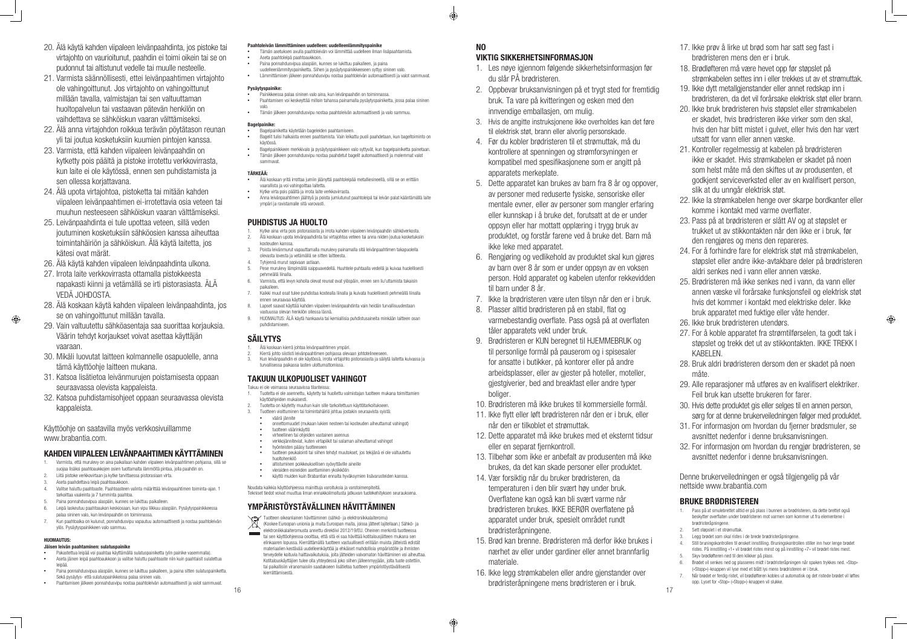20. Älä käytä kahden viipaleen leivänpaahdinta, jos pistoke tai virtajohto on vaurioitunut, paahdin ei toimi oikein tai se on pudonnut tai altistunut vedelle tai muulle nesteelle.
21. Varmista säännöllisesti, ettei leivänpaahtimen virtajohto ole vahingoittunut. Jos virtajohto on vahingoittunut millään tavalla, valmistajan tai sen valtuuttaman huoltopalvelun tai vastaavan pätevän henkilön on vaihdettava se sähköiskun vaaran välttämiseksi.
22. Älä anna virtajohdon roikkua terävän pöytätason reunan yli tai joutua kosketuksiin kuumien pintojen kanssa.
23. Varmista, että kahden viipaleen leivänpaahdin on kytketty pois päältä ja pistoke irrotettu verkkovirrasta, kun laite ei ole käytössä, ennen sen puhdistamista ja sen ollessa korjattavana.
24. Älä upota virtajohtoa, pistoketta tai mitään kahden viipaleen leivänpaahtimen ei-irrotettavia osia veteen tai muuhun nesteeseen sähköiskun vaaran välttämiseksi.
25. Leivänpaahdinta ei tule upottaa veteen, sillä veden joutuminen kosketuksiin sähköosien kanssa aiheuttaa toimintahäiriön ja sähköiskun. Älä käytä laitetta, jos kätesi ovat märät.
26. Älä käytä kahden viipaleen leivänpaahdinta ulkona.
27. Irrota laite verkkovirrasta ottamalla pistokkeesta napakasti kiinni ja vetämällä se irti pistorasiasta. ÄLÄ VEDÄ JOHDOSTA.
28. Älä koskaan käytä kahden viipaleen leivänpaahdinta, jos se on vahingoittunut millään tavalla.
29. Vain valtuutettu sähköasentaja saa suorittaa korjauksia. Väärin tehdyt korjaukset voivat asettaa käyttäjän vaaraan.
30. Mikäli luovutat laitteen kolmannelle osapuolelle, anna tämä käyttöohje laitteen mukana.
31. Katso lisätietoa leivänmurujen poistamisesta oppaan seuraavassa olevista kappaleista.
32. Katso puhdistamisohjeet oppaan seuraavassa olevista kappaleista.

Käyttöohje on saatavilla myös verkkosivuillamme www.brabantia.com.

## KAHDEN VIIPALEEN LEIVÄNPAAHTIMEN KÄYTTÄMINEN

1. Varmista, että murulevy on aina paikallaan kahden viipaleen leivänpaahtimen pohjassa, sillä se suojaa lisäksi paahtoaukkojen osien tuottamalta lämmöltä pintaa, jolla paahdin on.
2. Liitä pistoke verkkovirtaan ja kytke tarvittaessa pistorasiaan virta.
3. Aseta paahdettava leipä paahtoaukkoon.
4. Valitse haluttu paahtoaste. Paahtoasteen valinta määrittää leivänpaahtimen toiminta-ajan. 1 tarkoittaa vaaleinta ja 7 tumminta paahtoa.
5. Paina ponnahdusvipua alaspäin, kunnes se lukittuu paikalleen.
6. Leipä laskeutuu paahtoaukon keskiosaan, kun vipu liikkuu alaspäin. Pysäytyspainikkeessa palaa sininen valo, kun leivänpaahdin on toiminnassa.
7. Kun paahtoaika on kulunut, ponnahdusvipu vapautuu automaattisesti ja nostaa paahtoleivän ylös. Pysäytyspainikkeen valo sammuu.

**HUOMAUTUS:**

**Jäisen leivän paahtaminen: sulatuspainike**

- Pakastettua leipää voi paahtaa käyttämällä sulatuspainiketta (ylin painike vasemmalla).
- Aseta jäinen leipä paahtoaukkoon ja valitse haluttu paahtoaste niin kuin paahtaisit sulatettua leipää.
- Paina ponnahdusvipua alaspäin, kunnes se lukittuu paikalleen, ja paina sitten sulatuspainiketta. Sekä pysäytys- että sulatuspainikkeissa palaa sininen valo.
- Paahtamisen jälkeen ponnahdusvipu nostaa paahtoleivän automaattisesti ja valot sammuvat.

**Paahtoleivän lämmittäminen uudelleen: uudelleenlämmityspainike**

- Tämän asetuksen avulla paahtoleivän voi lämmittää uudelleen ilman lisäpaahtamista.
- Aseta paahtoleipä paahtoaukkoon.
- Paina ponnahdusvipua alaspäin, kunnes se lukittuu paikalleen, ja paina uudelleenlämmityspainiketta. Sitten pysäytyspainikkeeseen syttyy sininen valo.
- Lämmittämisen jälkeen ponnahdusvipu nostaa paahtoleivän automaattisesti ja valot sammuvat.

**Pysäytyspainike:**

- Painikkeessa palaa sininen valo aina, kun leivänpaahdin on toiminnassa.
- Paahtamisen voi keskeyttää milloin tahansa painamalla pysäytyspainiketta, jossa palaa sininen valo.
- Tämän jälkeen ponnahdusvipu nostaa paahtoleivän automaattisesti ja valo sammuu.

**Bagelpainike:**

- Bagelpainiketta käytetään bageleiden paahtamiseen.
- Bagelit tulisi halkaista ennen paahtamista. Vain leikattu puoli paahdetaan, kun bageltoimintoa on käytössä.
- Bagelpainikkeen merkkivalo ja pysäytyspainikkeen valo syttyvät, kun bagelpainiketta painetaan.
- Tämän jälkeen ponnahdusvipu nostaa paahdetut bagelit automaattisesti ja molemmat valot sammuvat.

**TÄRKEÄÄ:**

- Älä koskaan yritä irrottaa jumiin jäänyttä paahtoleipää metalliesineellä, sillä se on erittäin vaarallista ja voi vahingoittaa laitetta.
- Kytke virta pois päältä ja irrota laite verkkovirrasta.
- Anna leivänpaahtimen jäähtyä ja poista jumiutunut paahtoleipä tai leivän palat kääntämällä laite ympäri ja ravistamalla sitä varovasti.

## PUHDISTUS JA HUOLTO

1. Kytke aina virta pois pistorasiasta ja irrota kahden viipaleen leivänpaahdin sähköverkosta.
2. Älä koskaan upota leivänpaahdinta tai virtajohtoa veteen tai anna niiden joutua kosketuksiin kosteuden kanssa.
3. Poista leivänmurut vapauttamalla murulevy painamalla sitä leivänpaahtimen takapuolella olevasta lovesta ja vetämällä se sitten laitteesta.
4. Tyhjennä murut sopivaan astiaan.
5. Pese murulevy lämpimällä saippuavedellä. Huuhtele puhtaalla vedellä ja kuivaa huolellisesti pehmeällä liinalla.
6. Varmista, että levyn koholla olevat reunat ovat ylöspäin, ennen sen liu'uttamista takaisin paikalleen.
7. Kaikki muut osat tulee puhdistaa kostealla liinalla ja kuivata huolellisesti pehmeällä liinalla ennen seuraavaa käyttöä.
8. Lapset saavat käyttää kahden viipaleen leivänpaahdinta vain heidän turvallisuudestaan vastuussa olevan henkilön ollessa läsnä.
9. HUOMAUTUS: ÄLÄ käytä hankaavia tai kemiallisia puhdistusaineita minkään laitteen osan puhdistamiseen.

## SÄILYTYS

1. Älä koskaan kierrä johtoa leivänpaahtimen ympäri.
2. Kierrä johto siististi leivänpaahtimen pohjassa olevaan johtotelineeseen.
3. Kun leivänpaahdin ei ole käytössä, irrota virtajohto pistorasiasta ja säilytä laitetta kuivassa ja turvallisessa paikassa lasten ulottumattomissa.

## TAKUUN ULKOPUOLISET VAHINGOT

Takuu ei ole voimassa seuraavissa tilanteissa:

1. Tuotetta ei ole asennettu, käytetty tai huollettu valmistajan tuotteen mukana toimittamien käyttöohjeiden mukaisesti.
2. Tuotetta on käytetty muuhun kuin sille tarkoitettuun käyttötarkoitukseen.
3. Tuotteen vioittuminen tai toimintahäiriö johtuu jostakin seuraavista syistä:
   - väärä jännite
   - onnettomuudet (mukaan lukien nesteen tai kosteuden aiheuttamat vahingot)
   - tuotteen väärinkäyttö
   - virheellinen tai ohjeiden vastainen asennus
   - verkkojännitevlat, kuten virtapiikit tai salaman aiheuttamat vahingot
   - hyönteisten pääsy tuotteeseen
   - tuotteen peukalointi tai siihen tehdyt muutokset, jos tekijänä ei ole valtuutettu huoltohenkilö
   - altistuminen poikkeukselliseen syövyttäville aineille
   - vieraiden esineiden asettaminen yksikköön
   - käyttö muiden kuin Brabantian ennalta hyväksymien lisävarusteiden kanssa.

Noudata kaikkia käyttöohjeessa mainittuja varoituksia ja varotoimenpiteitä.
Tekniset tiedot voivat muuttua ilman ennakkoilmoitusta jatkuvan tuotekehityksen seurauksena.

## YMPÄRISTÖYSTÄVÄLLINEN HÄVITTÄMINEN

Tuotteen oikeaanlainen hävittäminen (sähkö- ja elektroniikkalaiteromu)
(Koskee Euroopan unionia ja muita Euroopan maita, joissa jätteet lajitellaan.) Sähkö- ja elektroniikkalaiteromusta annettu direktiivi 2012/19/EU. Oheinen merkintä tuotteessa tai sen käyttöohjeessa osoittaa, että sitä ei saa hävittää kotitalousjätteen mukana sen elinkaaren lopussa. Kierrättämällä tuotteen vastuullisesti erillään muista jätteistä edistät materiaalien kestävää uudelleenkäyttöä ja ehkäiset mahdollisia ympäristölle ja ihmisten terveydelle koituvia haittavaikutuksia, joita jätteiden valvomaton hävittäminen voi aiheuttaa. Kotitalouskäyttäjien tulee olla yhteydessä joko siihen jälleenmyyjään, jolta tuote ostettiin, tai paikallisiin viranomaisiin saadakseen lisätietoa tuotteen ympäristöystävällisestä kierrättämisestä.

# NO

## VIKTIG SIKKERHETSINFORMASJON

1. Les nøye igjennom følgende sikkerhetsinformasjon før du slår PÅ brødristeren.
2. Oppbevar bruksanvisningen på et trygt sted for fremtidig bruk. Ta vare på kvitteringen og esken med den innvendige emballasjen, om mulig.
3. Hvis de angitte instruksjonene ikke overholdes kan det føre til elektrisk støt, brann eller alvorlig personskade.
4. Før du kobler brødristeren til et strømuttak, må du kontrollere at spenningen og strømforsyningen er kompatibel med spesifikasjonene som er angitt på apparatets merkeplate.
5. Dette apparatet kan brukes av barn fra 8 år og oppover, av personer med reduserte fysiske, sensoriske eller mentale evner, eller av personer som mangler erfaring eller kunnskap i å bruke det, forutsatt at de er under oppsyn eller har mottatt opplæring i trygg bruk av produktet, og forstår farene ved å bruke det. Barn må ikke leke med apparatet.
6. Rengjøring og vedlikehold av produktet skal kun gjøres av barn over 8 år som er under oppsyn av en voksen person. Hold apparatet og kabelen utenfor rekkevidden til barn under 8 år.
7. Ikke la brødristeren være uten tilsyn når den er i bruk.
8. Plasser alltid brødristeren på en stabil, flat og varmebestandig overflate. Pass også på at overflaten tåler apparatets vekt under bruk.
9. Brødristeren er KUN beregnet til HJEMMEBRUK og til personlige formål på pauserom og i spisesaler for ansatte i butikker, på kontorer eller på andre arbeidsplasser, eller av gjester på hoteller, moteller, gjestgiverier, bed and breakfast eller andre typer boliger.
10. Brødristeren må ikke brukes til kommersielle formål.
11. Ikke flytt eller løft brødristeren når den er i bruk, eller når den er tilkoblet et strømuttak.
12. Dette apparatet må ikke brukes med et eksternt tidsur eller en separat fjernkontroll.
13. Tilbehør som ikke er anbefalt av produsenten må ikke brukes, da det kan skade personer eller produktet.
14. Vær forsiktig når du bruker brødristeren, da temperaturen i den blir svært høy under bruk. Overflatene kan også kan bli svært varme når brødristeren brukes. IKKE BERØR overflatene på apparatet under bruk, spesielt området rundt brødristeråpningene.
15. Brød kan brenne. Brødristeren må derfor ikke brukes i nærhet av eller under gardiner eller annet brannfarlig materiale.
16. Ikke legg strømkabelen eller andre gjenstander over brødristeråpningene mens brødristeren er i bruk.
17. Ikke prøv å lirke ut brød som har satt seg fast i brødristeren mens den er i bruk.
18. Brødløfteren må være hevet opp før støpslet på strømkabelen settes inn i eller trekkes ut av et strømuttak.
19. Ikke dytt metallgjenstander eller annet redskap inn i brødristeren, da det vil forårsake elektrisk støt eller brann.
20. Ikke bruk brødristeren hvis støpslet eller strømkabelen er skadet, hvis brødristeren ikke virker som den skal, hvis den har blitt mistet i gulvet, eller hvis den har vært utsatt for vann eller annen væske.
21. Kontroller regelmessig at kabelen på brødristeren ikke er skadet. Hvis strømkabelen er skadet på noen som helst måte må den skiftes ut av produsenten, et godkjent serviceverksted eller av en kvalifisert person, slik at du unngår elektrisk støt.
22. Ikke la strømkabelen henge over skarpe bordkanter eller komme i kontakt med varme overflater.
23. Pass på at brødristeren er slått AV og at støpslet er trukket ut av stikkontakten når den ikke er i bruk, før den rengjøres og mens den repareres.
24. For å forhindre fare for elektrisk støt må strømkabelen, støpslet eller andre ikke-avtakbare deler på brødristeren aldri senkes ned i vann eller annen væske.
25. Brødristeren må ikke senkes ned i vann, da vann eller annen væske vil forårsake funksjonsfeil og elektrisk støt hvis det kommer i kontakt med elektriske deler. Ikke bruk apparatet med fuktige eller våte hender.
26. Ikke bruk brødristeren utendørs.
27. For å koble apparatet fra strømtilførselen, ta godt tak i støpslet og trekk det ut av stikkontakten. IKKE TREKK I KABELEN.
28. Bruk aldri brødristeren dersom den er skadet på noen måte.
29. Alle reparasjoner må utføres av en kvalifisert elektriker. Feil bruk kan utsette brukeren for farer.
30. Hvis dette produktet gis eller selges til en annen person, sørg for at denne brukerveiledningen følger med produktet.
31. For informasjon om hvordan du fjerner brødsmuler, se avsnittet nedenfor i denne bruksanvisningen.
32. For informasjon om hvordan du rengjør brødristeren, se avsnittet nedenfor i denne bruksanvisningen.

Denne brukerveiledningen er også tilgjengelig på vår nettside www.brabantia.com

## BRUKE BRØDRISTEREN

1. Pass på at smulebrettet alltid er på plass i bunnen av brødristeren, da dette brettet også beskytter overflaten under brødristeren mot varmen som kommer ut fra elementene i brødristeråpningene.
2. Sett støpslet i et strømuttak.
3. Legg brødet som skal ristes i de brede brødristeråpningene.
4. Still bruningskontrollen til ønsket innstilling. Bruningskontrollen stiller inn hvor lenge brødet ristes. På innstilling «1» vil brødet ristes minst og på innstilling «7» vil brødet ristes mest.
5. Skyv brødløfteren ned til den klikker på plass.
6. Brødet vil senkes ned og plasseres midt i brødristeråpningen når spaken trykkes ned. «Stop» («Stopp»)-knappen vil lyse med et blått lys mens brødristeren er i bruk.
7. Når brødet er ferdig ristet, vil brødløfteren kobles ut automatisk og det ristede brødet vil løftes opp. Lyset for «Stop» («Stopp»)-knappen vil slukke.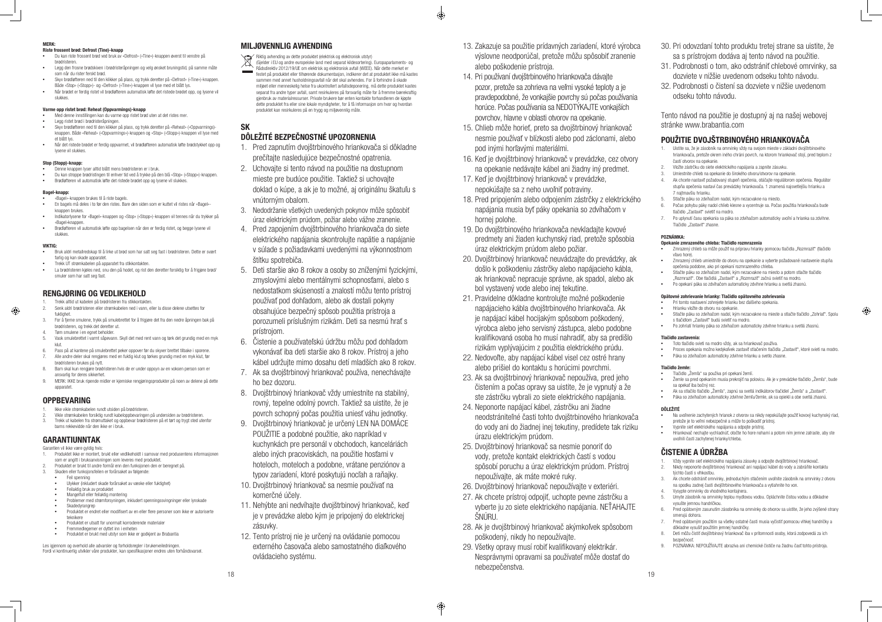**MERK:**

**Riste frossent brød: Defrost (Tine)-knapp**

- Du kan riste frossent brød ved bruk av «Defrost» («Tine»)-knappen øverst til venstre på brødristeren.
- Legg den frosne brødskiven i brødristeråpningen og velg ønsket bruningstid, på samme måte som når du rister ferskt brød.
- Skyv brødløfteren ned til den klikker på plass, og trykk deretter på «Defrost» («Tine»)-knappen. Både «Stop» («Stopp»)- og «Defrost» («Tine»)-knappen vil lyse med et blått lys.
- Når brødet er ferdig ristet vil brødløfteren automatisk løfte det ristede brødet opp, og lysene vil slukkes.

**Varme opp ristet brød: Reheat (Oppvarmings)-knapp**

- Med denne innstillingen kan du varme opp ristet brød uten at det ristes mer.
- Legg ristet brød i brødristeråpningen.
- Skyv brødløfteren ned til den klikker på plass, og trykk deretter på «Reheat» («Oppvarmings»)-knappen. Både «Reheat» («Oppvarmings»)-knappen og «Stop» («Stopp»)-knappen vil lyse med et blått lys.
- Når det ristede brødet er ferdig oppvarmet, vil brødløfteren automatisk løfte brødstykket opp og lysene vil slukkes.

**Stop (Stopp)-knapp:**

- Denne knappen lyser alltid blått mens brødristeren er i bruk.
- Du kan stoppe brødristingen til enhver tid ved å trykke på den blå «Stop» («Stopp»)-knappen.
- Brødløfteren vil automatisk løfte det ristede brødet opp og lysene vil slukkes.

**Bagel-knapp:**

- «Bagel»-knappen brukes til å riste bagels.
- En bagels må deles i to før den ristes. Bare den siden som er kuttet vil ristes når «Bagel»-knappen brukes.
- Indikatorlysene for «Bagel»-knappen og «Stop» («Stopp»)-knappen vil tennes når du trykker på «Bagel»knappen.
- Brødløfteren vil automatisk løfte opp bagelsen når den er ferdig ristet, og begge lysene vil slukkes.

**VIKTIG:**

- Bruk aldri metallredskap til å lirke ut brød som har satt seg fast i brødristeren. Dette er svært farlig og kan skade apparatet.
- Trekk UT strømkabelen på apparatet fra stikkontakten.
- La brødristeren kjøles ned, snu den på hodet, og rist den deretter forsiktig for å frigjøre brød/smuler som har satt seg fast.

## RENGJØRING OG VEDLIKEHOLD

1. Trekk alltid ut kabelen på brødristeren fra stikkontakten.
2. Senk aldri brødristeren eller strømkabelen ned i vann, eller la disse delene utsettes for fuktighet.
3. For å fjerne smulene, trykk på smulebrettet for å frigjøre det fra den nedre åpningen bak på brødristeren, og trekk det deretter ut.
4. Tøm smulene i en egnet beholder.
5. Vask smulebrettet i varmt såpevann. Skyll det med rent vann og tørk det grundig med en myk klut.
6. Pass på at kantene på smulebrettet peker oppover før du skyver brettet tilbake i sporene.
7. Alle andre deler skal rengjøres med en fuktig klut og tørkes grundig med en myk klut, før brødristeren brukes på nytt.
8. Barn skal kun rengjøre brødristeren hvis de er under oppsyn av en voksen person som er ansvarlig for deres sikkerhet.
9. MERK: IKKE bruk ripende midler er kjemiske rengjøringsprodukter på noen av delene på dette apparatet.

## OPPBEVARING

1. Ikke vikle strømkabelen rundt utsiden på brødristeren.
2. Vikle strømkabelen forsiktig rundt kabeloppbevaringen på undersiden av brødristeren.
3. Trekk ut kabelen fra strømuttaket og oppbevar brødristeren på et tørt og trygt sted utenfor barns rekkevidde når den ikke er i bruk.

## GARANTIUNNTAK

Garantien vil ikke være gyldig hvis:

1. Produktet ikke er montert, brukt eller vedlikeholdt i samsvar med produsentens informasjonen som er angitt i bruksanvisningen som leveres med produktet.
2. Produktet er brukt til andre formål enn den funksjonen den er beregnet på.
3. Skaden eller funksjonsfeilen er forårsaket av følgende:
   - Feil spenning
   - Ulykker (inkludert skade forårsaket av væske eller fuktighet)
   - Feilaktig bruk av produktet
   - Mangelfull eller feilaktig montering
   - Problemer med strømforsyningen, inkludert spenningssvingninger eller lynskade
   - Skadedyrangrep
   - Produktet er endret eller modifisert av en eller flere personer som ikke er autoriserte teknikere
   - Produktet er utsatt for unormalt korroderende materialer
   - Fremmedlegemer er dyttet inn i enheten
   - Produktet er brukt med utstyr som ikke er godkjent av Brabantia

Les igjennom og overhold alle advarsler og forholdsregler i brukerveiledningen.
Fordi vi kontinuerlig utvikler våre produkter, kan spesifikasjoner endres uten forhåndsvarsel.

## MILJØVENNLIG AVHENDING

Riktig avhending av dette produktet (elektrisk og elektronisk utstyr)
(Gjelder i EU og andre europeiske land med separat kildesortering). Europaparlaments- og Rådsdirektiv 2012/19/UE om elektrisk og elektronisk avfall (WEEE). Når dette merket er festet på produktet eller tilhørende dokumentasjon, indikerer det at produktet ikke må kastes sammen med annet husholdningsavfall når det skal avhendes. For å forhindre å skade miljøet eller menneskelig helse fra ukontrollert avfallsdeponering, må dette produktet kastes separat fra andre typer avfall, samt resirkuleres på forsvarlig måte for å fremme bærekraftig gjenbruk av materialressurser. Private brukere bør enten kontakte forhandleren de kjøpte dette produktet fra eller sine lokale myndigheter, for å få informasjon om hvor og hvordan produktet kan resirkuleres på en trygg og miljøvennlig måte.

# SK

## DÔLEŽITÉ BEZPEČNOSTNÉ UPOZORNENIA

1. Pred zapnutím dvojštrbinového hriankovača si dôkladne prečítajte nasledujúce bezpečnostné opatrenia.
2. Uchovajte si tento návod na použitie na dostupnom mieste pre budúce použitie. Taktiež si uchovajte doklad o kúpe, a ak je to možné, aj originálnu škatuľu s vnútorným obalom.
3. Nedodržanie všetkých uvedených pokynov môže spôsobiť úraz elektrickým prúdom, požiar alebo vážne zranenie.
4. Pred zapojením dvojštrbinového hriankovača do siete elektrického napájania skontrolujte napätie a napájanie v súlade s požiadavkami uvedenými na výkonnostnom štítku spotrebiča.
5. Deti staršie ako 8 rokov a osoby so zníženými fyzickými, zmyslovými alebo mentálnymi schopnosťami, alebo s nedostatkom skúseností a znalostí môžu tento prístroj používať pod dohľadom, alebo ak dostali pokyny obsahujúce bezpečný spôsob použitia prístroja a porozumeli príslušným rizikám. Deti sa nesmú hrať s prístrojom.
6. Čistenie a používateľskú údržbu môžu pod dohľadom vykonávať iba deti staršie ako 8 rokov. Prístroj a jeho kábel udržujte mimo dosahu detí mladších ako 8 rokov.
7. Ak sa dvojštrbinový hriankovač používa, nenechávajte ho bez dozoru.
8. Dvojštrbinový hriankovač vždy umiestnite na stabilný, rovný, tepelne odolný povrch. Taktiež sa uistite, že je povrch schopný počas použitia uniesť váhu jednotky.
9. Dvojštrbinový hriankovač je určený LEN NA DOMÁCE POUŽITIE a podobné použitie, ako napríklad v kuchynkách pre personál v obchodoch, kanceláriách alebo iných pracoviskách, na použitie hosťami v hoteloch, moteloch a podobne, vrátane penziónov a typov zariadení, ktoré poskytujú nocľah a raňajky.
10. Dvojštrbinový hriankovač sa nesmie používať na komerčné účely.
11. Nehýbte ani nedvíhajte hriankovač, keď je v prevádzke alebo kým je pripojený do elektrickej zásuvky.
12. Tento prístroj nie je určený na ovládanie pomocou externého časovača alebo samostatného diaľkového ovládacieho systému.
13. Zakazuje sa použitie prídavných zariadení, ktoré výrobca výslovne neodporučil, pretože môžu spôsobiť zranenie alebo poškodenie prístroja.
14. Pri používaní dvojštrbinového hriankovača dávajte pozor, pretože sa zohrieva na veľmi vysoké teploty a je pravdepodobné, že vonkajšie povrchy sú počas používania horúce. Počas používania sa NEDOTÝKAJTE vonkajších povrchov, hlavne v oblasti otvorov na opekanie.
15. Chlieb môže horieť, preto sa dvojštrbinový hriankovač nesmie používať v blízkosti alebo pod záclonami, alebo pod inými horľavými materiálmi.
16. Keď je dvojštrbinový hriankovač v prevádzke, cez otvory na opekanie nedávajte kábel ani žiadny iný predmet.
17. Keď je dvojštrbinový hriankovač v prevádzke, nepokúšajte sa z neho uvoľniť potraviny.
18. Pred pripojením alebo odpojením zástrčky z elektrického napájania musia byť páky opekania so zdvíhačom v hornej polohe.
19. Do dvojštrbinového hriankovača nevkladajte kovové predmety ani žiaden kuchynský riad, pretože spôsobia úraz elektrickým prúdom alebo požiar.
20. Dvojštrbinový hriankovač neuvádzajte do prevádzky, ak došlo k poškodeniu zástrčky alebo napájacieho kábla, ak hriankovač nepracuje správne, ak spadol, alebo ak bol vystavený vode alebo inej tekutine.
21. Pravidelne dôkladne kontrolujte možné poškodenie napájacieho kábla dvojštrbinového hriankovača. Ak je napájací kábel hocijakým spôsobom poškodený, výrobca alebo jeho servisný zástupca, alebo podobne kvalifikovaná osoba ho musí nahradiť, aby sa predišlo rizikám vyplývajúcim z použitia elektrického prúdu.
22. Nedovoľte, aby napájací kábel visel cez ostré hrany alebo prišiel do kontaktu s horúcimi povrchmi.
23. Ak sa dvojštrbinový hriankovač nepoužíva, pred jeho čistením a počas opravy sa uistite, že je vypnutý a že ste zástrčku vybrali zo siete elektrického napájania.
24. Neponorte napájací kábel, zástrčku ani žiadne neodstrániteľné časti tohto dvojštrbinového hriankovača do vody ani do žiadnej inej tekutiny, predídete tak riziku úrazu elektrickým prúdom.
25. Dvojštrbinový hriankovač sa nesmie ponoriť do vody, pretože kontakt elektrických častí s vodou spôsobí poruchu a úraz elektrickým prúdom. Prístroj nepoužívajte, ak máte mokré ruky.
26. Dvojštrbinový hriankovač nepoužívajte v exteriéri.
27. Ak chcete prístroj odpojiť, uchopte pevne zástrčku a vyberte ju zo siete elektrického napájania. NEŤAHAJTE ŠNÚRU.
28. Ak je dvojštrbinový hriankovač akýmkoľvek spôsobom poškodený, nikdy ho nepoužívajte.
29. Všetky opravy musí robiť kvalifikovaný elektrikár. Nesprávnymi opravami sa používateľ môže dostať do nebezpečenstva.
30. Pri odovzdaní tohto produktu tretej strane sa uistite, že sa s prístrojom dodáva aj tento návod na použitie.
31. Podrobnosti o tom, ako odstrániť chlebové omrvinky, sa dozviete v nižšie uvedenom odseku tohto návodu.
32. Podrobnosti o čistení sa dozviete v nižšie uvedenom odseku tohto návodu.

Tento návod na použitie je dostupný aj na našej webovej stránke www.brabantia.com

## POUŽITIE DVOJŠTRBINOVÉHO HRIANKOVAČA

1. Uistite sa, že je zásobník na omrvinky vždy na svojom mieste v základni dvojštrbinového hriankovača, pretože okrem iného chráni povrch, na ktorom hriankovač stojí, pred teplom z častí otvorov na opekanie.
2. Vložte zástrčku do siete elektrického napájania a zapnite zásuvku.
3. Umiestnite chlieb na opekanie do širokého otvoru/otvorov na opekanie.
4. Ak chcete nastaviť požadovaný stupeň opečenia, otáčajte regulátorom opečenia. Regulátor stupňa opečenia nastaví čas prevádzky hriankovača. 1 znamená najsvetlejšiu hrianku a 7 najtmavšiu hrianku.
5. Stlačte páku so zdvíhačom nadol, kým nezacvakne na miesto.
6. Počas pohybu páky nadol chlieb klesne a vycentruje sa. Počas použitia hriankovača bude tlačidlo „Zastaviť" svietiť na modro.
7. Po uplynutí času opekania sa páka so zdvíhačom automaticky uvoľní a hrianka sa zdvihne. Tlačidlo „Zastaviť" zhasne.

**POZNÁMKA:**

**Opekanie zmrazeného chleba: Tlačidlo rozmrazenia**

- Zmrazený chlieb sa môže použiť na prípravu hrianky pomocou tlačidla „Rozmraziť" (tlačidlo vľavo hore).
- Zmrazený chlieb umiestnite do otvoru na opekanie a vyberte požadované nastavenie stupňa opečenia podobne, ako pri opekaní rozmrazeného chleba.
- Stlačte páku so zdvíhačom nadol, kým nezacvakne na miesto a potom stlačte tlačidlo „Rozmraziť". Obe tlačidlá „Zastaviť" a „Rozmraziť" začnú svietiť na modro.
- Po opekaní páka so zdvíhačom automaticky zdvihne hrianku a svetlá zhasnú.

**Opätovné zohrievanie hrianky: Tlačidlo opätovného zohrievania**

- Pri tomto nastavení zohrejete hrianku bez ďalšieho opekania.
- Hrianku vložte do otvoru na opekanie.
- Stlačte páku so zdvíhačom nadol, kým nezacvakne na miesto a stlačte tlačidlo „Zohriať". Spolu s tlačidlom „Zastaviť" budú svietiť na modro.
- Po zohriatí hrianky páka so zdvíhačom automaticky zdvihne hrianku a svetlá zhasnú.

**Tlačidlo zastavenia:**

- Toto tlačidlo svieti na modro vždy, ak sa hriankovač používa.
- Proces opekania možno kedykoľvek zastaviť stlačením tlačidla „Zastaviť", ktoré svieti na modro.
- Páka so zdvíhačom automaticky zdvihne hrianku a svetlo zhasne.

**Tlačidlo žemle:**

- Tlačidlo „Žemľa" sa používa pri opekaní žemlí.
- Žemle sa pred opekaním musia prekrojiť na polovicu. Ak je v prevádzke tlačidlo „Žemľa", bude sa opekať iba bočný rez.
- Ak sa stlačilo tlačidlo „Žemľa", zapnú sa svetlá indikátorov tlačidiel „Žemľa" a „Zastaviť".
- Páka so zdvíhačom automaticky zdvihne žemľu/žemle, ak sa opiekli a obe svetlá zhasnú.

**DÔLEŽITÉ**

- Na uvoľnenie zachytených hrianok z otvorov sa nikdy nepokúšajte použiť kovový kuchynský riad, pretože je to veľmi nebezpečné a môže to poškodiť prístroj.
- Vypnite sieť elektrického napájania a odpojte prístroj.
- Hriankovač nechajte vychladnúť, otočte ho hore nohami a potom ním jemne zatraste, aby ste uvoľnili časti zachytenej hrianky/chleba.

## ČISTENIE A ÚDRŽBA

1. Vždy vypnite sieť elektrického napájania zásuvky a odpojte dvojštrbinový hriankovač.
2. Nikdy neponorte dvojštrbinový hriankovač ani napájací kábel do vody a zabráňte kontaktu týchto častí s vlhkosťou.
3. Ak chcete odstrániť omrvinky, jednoducho stlačením uvoľnite zásobník na omrvinky z otvoru na spodku zadnej časti dvojštrbinového hriankovača a vytiahnite ho von.
4. Vysypte omrvinky do vhodného kontajnera.
5. Umyte zásobník na omrvinky teplou mydlovou vodou. Opláchnite čistou vodou a dôkladne vysušte jemnou handričkou.
6. Pred opätovným zasunutím zásobníka na omrvinky do otvorov sa uistite, že jeho zvýšené strany smerujú dohora.
7. Pred opätovným použitím sa všetky ostatné časti musia vyčistiť pomocou vlhkej handričky a dôkladne vysušiť použitím jemnej handričky.
8. Deti môžu čistiť dvojštrbinový hriankovač iba v prítomnosti osoby, ktorá zodpovedá za ich bezpečnosť.
9. POZNÁMKA: NEPOUŽÍVAJTE abrazíva ani chemické čističe na žiadnu časť tohto prístroja.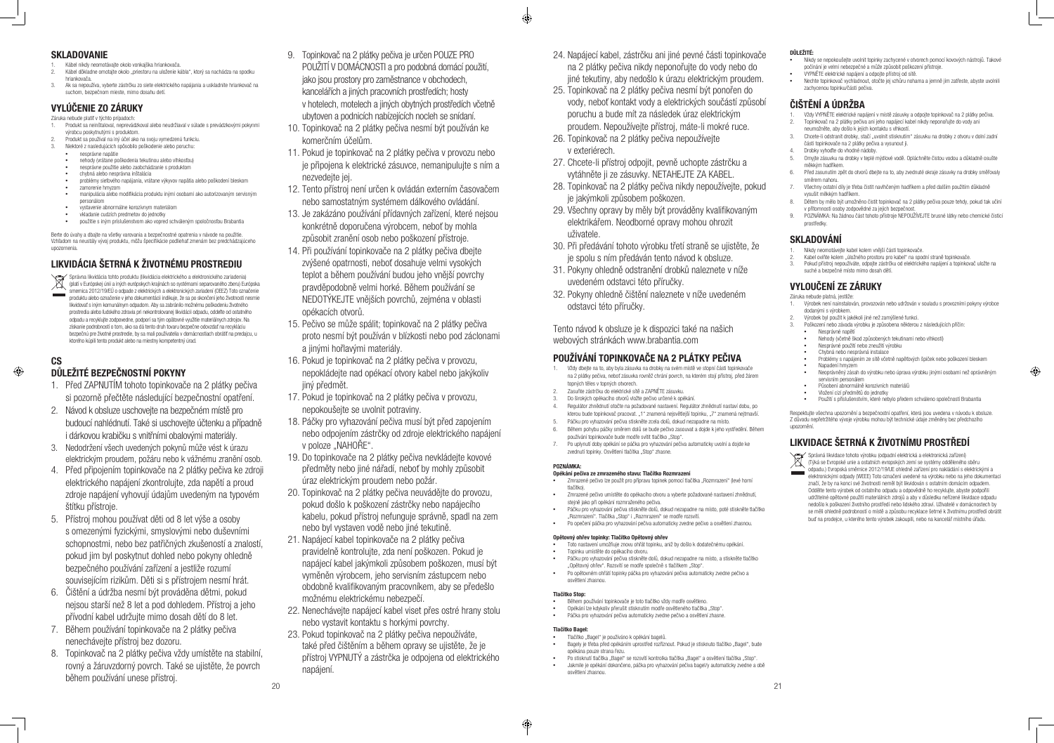## SKLADOVANIE

1. Kábel nikdy neomotávajte okolo vonkajška hriankovača.
2. Kábel dôkladne omotajte okolo „priestoru na uloženie kábla", ktorý sa nachádza na spodku hriankovača.
3. Ak sa nepoužíva, vyberte zástrčku zo siete elektrického napájania a uskladnite hriankovač na suchom, bezpečnom mieste, mimo dosahu detí.

## VYLÚČENIE ZO ZÁRUKY

Záruka nebude platiť v týchto prípadoch:

1. Produkt sa neinštaloval, neprevádzkoval alebo neudržiaval v súlade s prevádzkovými pokynmi výrobcu poskytnutými s produktom.
2. Produkt sa používal na iný účel ako na svoju vymedzenú funkciu.
3. Niektoré z nasledujúcich spôsobilo poškodenie alebo poruchu:
   - nesprávne napätie
   - nehody (vrátane poškodenia tekutinou alebo vlhkosťou)
   - nesprávne použitie alebo zaobchádzanie s produktom
   - chybná alebo nesprávna inštalácia
   - problémy sieťového napájania, vrátane výkyvov napätia alebo poškodení bleskom
   - zamorenie hmyzom
   - manipulácia alebo modifikácia produktu inými osobami ako autorizovanými servisným personálom
   - vystavenie abnormálne korozívnym materiálom
   - vkladanie cudzích predmetov do jednotky
   - použitie s inými príslušenstvom ako vopred schváleným spoločnosťou Brabantia

Berte do úvahy a dbajte na všetky varovania a bezpečnostné opatrenia v návode na použitie. Vzhľadom na neustály vývoj produktu, môžu špecifikácie podliehať zmenám bez predchádzajúceho upozornenia.

## LIKVIDÁCIA ŠETRNÁ K ŽIVOTNÉMU PROSTREDIU

Správna likvidácia tohto produktu (likvidácia elektrického a elektronického zariadenia) (platí v Európskej únii a iných európskych krajinách so systémami separovaného zberu) Európska smernica 2012/19/EÚ o odpade z elektrických a elektronických zariadení (OEEZ) Toto označenie produktu alebo označenie v jeho dokumentácii indikuje, že sa po skončení jeho životnosti nesmie likvidovať s iným komunálnym odpadom. Aby sa zabránilo možnému poškodeniu životného prostredia alebo ľudského zdravia pri nekontrolovanej likvidácii odpadu, oddeľte od ostatného odpadu a recyklujte zodpovedne, podporí sa tým opätovné využitie materiálových zdrojov. Na získanie podrobností o tom, ako sa dá tento druh tovaru bezpečne odovzdať na recykláciu bezpečnú pre životné prostredie, by sa mal používateľa v domácnostiach obrátiť na predajcu, u ktorého kúpili tento produkt alebo na miestny kompetentný úrad.

# CS

## DŮLEŽITÉ BEZPEČNOSTNÍ POKYNY

1. Před ZAPNUTÍM tohoto topinkovače na 2 plátky pečiva si pozorně přečtěte následující bezpečnostní opatření.
2. Návod k obsluze uschovejte na bezpečném místě pro budoucí nahlédnutí. Také si uschovejte účtenku a případně i dárkovou krabičku s vnitřními obalovými materiály.
3. Nedodržení všech uvedených pokynů může vést k úrazu elektrickým proudem, požáru nebo k vážnému zranění osob.
4. Před připojením topinkovače na 2 plátky pečiva ke zdroji elektrického napájení zkontrolujte, zda napětí a proud zdroje napájení vyhovují údajům uvedeným na typovém štítku přístroje.
5. Přístroj mohou používat děti od 8 let výše a osoby s omezenými fyzickými, smyslovými nebo duševními schopnostmi, nebo bez patřičných zkušeností a znalostí, pokud jim byl poskytnut dohled nebo pokyny ohledně bezpečného používání zařízení a jestliže rozumí souvisejícím rizikům. Děti si s přístrojem nesmí hrát.
6. Čištění a údržba nesmí být prováděna dětmi, pokud nejsou starší než 8 let a pod dohledem. Přístroj a jeho přívodní kabel udržujte mimo dosah dětí do 8 let.
7. Během používání topinkovače na 2 plátky pečiva nenechávejte přístroj bez dozoru.
8. Topinkovač na 2 plátky pečiva vždy umístěte na stabilní, rovný a žáruvzdorný povrch. Také se ujistěte, že povrch během používání unese přístroj.
9. Topinkovač na 2 plátky pečiva je určen POUZE PRO POUŽITÍ V DOMÁCNOSTI a pro podobná domácí použití, jako jsou prostory pro zaměstnance v obchodech, kancelářích a jiných pracovních prostředích; hosty v hotelech, motelech a jiných obytných prostředích včetně ubytoven a podniků nabízejících nocleh se snídaní.
10. Topinkovač na 2 plátky pečiva nesmí být používán ke komerčním účelům.
11. Pokud je topinkovač na 2 plátky pečiva v provozu nebo je připojena k elektrické zásuvce, nemanipulujte s ním a nezvedejte jej.
12. Tento přístroj není určen k ovládán externím časovačem nebo samostatným systémem dálkového ovládání.
13. Je zakázáno používání přídavných zařízení, které nejsou konkrétně doporučena výrobcem, neboť by mohla způsobit zranění osob nebo poškození přístroje.
14. Při používání topinkovače na 2 plátky pečiva dbejte zvýšené opatrnosti, neboť dosahuje velmi vysokých teplot a během používání budou jeho vnější povrchy pravděpodobně velmi horké. Během používání se NEDOTÝKEJTE vnějších povrchů, zejména v oblasti opékacích otvorů.
15. Pečivo se může spálit; topinkovač na 2 plátky pečiva proto nesmí být používán v blízkosti nebo pod záclonami a jinými hořlavými materiály.
16. Pokud je topinkovač na 2 plátky pečiva v provozu, nepokládejte nad opékací otvory kabel nebo jakýkoliv jiný předmět.
17. Pokud je topinkovač na 2 plátky pečiva v provozu, nepokoušejte se uvolnit potraviny.
18. Páčky pro vyhazování pečiva musí být před zapojením nebo odpojením zástrčky od zdroje elektrického napájení v poloze „NAHOŘE".
19. Do topinkovače na 2 plátky pečiva nevkládejte kovové předměty nebo jiné nářadí, neboť by mohly způsobit úraz elektrickým proudem nebo požár.
20. Topinkovač na 2 plátky pečiva neuvádějte do provozu, pokud došlo k poškození zástrčky nebo napájecího kabelu, pokud přístroj nefunguje správně, spadl na zem nebo byl vystaven vodě nebo jiné tekutině.
21. Napájecí kabel topinkovače na 2 plátky pečiva pravidelně kontrolujte, zda není poškozen. Pokud je napájecí kabel jakýmkoli způsobem poškozen, musí být vyměněn výrobcem, jeho servisním zástupcem nebo obdobně kvalifikovaným pracovníkem, aby se předešlo možnému elektrickému nebezpečí.
22. Nenechávejte napájecí kabel viset přes ostré hrany stolu nebo vystavit kontaktu s horkými povrchy.
23. Pokud topinkovač na 2 plátky pečiva nepoužíváte, také před čištěním a během opravy se ujistěte, že je přístroj VYPNUTÝ a zástrčka je odpojena od elektrického napájení.
24. Napájecí kabel, zástrčku ani jiné pevné části topinkovače na 2 plátky pečiva nikdy neponořujte do vody nebo do jiné tekutiny, aby nedošlo k úrazu elektrickým proudem.
25. Topinkovač na 2 plátky pečiva nesmí být ponořen do vody, neboť kontakt vody a elektrických součástí způsobí poruchu a bude mít za následek úraz elektrickým proudem. Nepoužívejte přístroj, máte-li mokré ruce.
26. Topinkovač na 2 plátky pečiva nepoužívejte v exteriérech.
27. Chcete-li přístroj odpojit, pevně uchopte zástrčku a vytáhněte ji ze zásuvky. NETAHEJTE ZA KABEL.
28. Topinkovač na 2 plátky pečiva nikdy nepoužívejte, pokud je jakýmkoli způsobem poškozen.
29. Všechny opravy by měly být prováděny kvalifikovaným elektrikářem. Neodborné opravy mohou ohrozit uživatele.
30. Při předávání tohoto výrobku třetí straně se ujistěte, že je spolu s ním předáván tento návod k obsluze.
31. Pokyny ohledně odstranění drobků naleznete v níže uvedeném odstavci této příručky.
32. Pokyny ohledně čištění naleznete v níže uvedeném odstavci této příručky.

Tento návod k obsluze je k dispozici také na našich webových stránkách www.brabantia.com

## POUŽÍVÁNÍ TOPINKOVAČE NA 2 PLÁTKY PEČIVA

1. Vždy dbejte na to, aby byla zásuvka na drobky na svém místě ve stopní části topinkovače na 2 plátky pečiva, neboť zásuvka rovněž chrání povrch, na kterém stojí přístroj, před žárem topných těles v topných otvorech.
2. Zasuňte zástrčku do elektrické sítě a ZAPNĚTE zásuvku.
3. Do širokých opékacího otvorů vložte pečivo určené k opékání.
4. Regulátor zhnědnutí otočte na požadované nastavení. Regulátor zhnědnutí nastaví dobu, po kterou bude topinkovač pracovat. „1" znamená nejsvětlejší topinku, „7" znamená nejtmavší.
5. Páčku pro vyhazování pečiva stiskněte zcela dolů, dokud nezapadne na místo.
6. Během pohybu páčky směrem dolů se bude pečivo zasouvat a dojde k jeho vystředění. Během používání topinkovače bude modře svítit tlačítko „Stop".
7. Po uplynutí doby opékání se páčka pro vyhazování pečiva automaticky uvolní a dojde ke zvednutí topinky. Osvětlení tlačítka „Stop" zhasne.

**POZNÁMKA:**

**Opékání pečiva ze zmrazeného stavu: Tlačítko Rozmrazení**

- Zmrazené pečivo lze použít pro přípravu topinek pomocí tlačítka „Rozmrazení" (levé horní tlačítko).
- Zmrazené pečivo umístěte do opékacího otvoru a vyberte požadované nastavení zhnědnutí, stejně jako při opékání nezmrazeného pečiva.
- Páčku pro vyhazování pečiva stiskněte dolů, dokud nezapadne na místo, poté stiskněte tlačítko „Rozmrazení". Tlačítka „Stop" i „Rozmrazení" se modře rozsvítí.
- Po opečení páčka pro vyhazování pečiva automaticky zvedne pečivo a osvětlení zhasnou.

**Opětovný ohřev topinky: Tlačítko Opětovný ohřev**

- Toto nastavení umožňuje znovu ohřát topinku, aniž by došlo k dodatečnému opékání.
- Topinku umístěte do opékacího otvoru.
- Páčku pro vyhazování pečiva stiskněte dolů, dokud nezapadne na místo, a stiskněte tlačítko „Opětovný ohřev". Rozsvítí se modře společně s tlačítkem „Stop".
- Po opětovném ohřátí topinky páčka pro vyhazování pečiva automaticky zvedne pečivo a osvětlení zhasnou.

**Tlačítko Stop:**

- Během používání topinkovače je toto tlačítko vždy modře osvětleno.
- Opékání lze kdykoliv přerušit stisknutím modře osvětleného tlačítka „Stop".
- Páčka pro vyhazování pečiva automaticky zvedne pečivo a osvětlení zhasne.

**Tlačítko Bagel:**

- Tlačítko „Bagel" je používáno k opékání bagelů.
- Bagely je třeba před opékáním uprostřed rozříznout. Pokud je stisknuto tlačítko „Bagel", bude opékána pouze strana řezu.
- Po stisknutí tlačítka „Bagel" se rozsvítí kontrolka tlačítka „Bagel" a osvětlení tlačítka „Stop".
- Jakmile je opékání dokončeno, páčka pro vyhazování pečiva bagely automaticky zvedne a obě osvětlení zhasnou.

**DŮLEŽITÉ:**

- Nikdy se nepokoušejte uvolnit topinky zachycené v otvorech pomocí kovových nástrojů. Takové počínání je velmi nebezpečné a může způsobit poškození přístroje.
- VYPNĚTE elektrické napájení a odpojte přístroj od sítě.
- Nechte topinkovač vychladnout, otočte jej vzhůru nohama a jemně jím zatřeste, abyste uvolnili zachycenou topinku/části pečiva.

## ČIŠTĚNÍ A ÚDRŽBA

1. Vždy VYPNĚTE elektrické napájení v místě zásuvky a odpojte topinkovač na 2 plátky pečiva.
2. Topinkovač na 2 plátky pečiva ani jeho napájecí kabel nikdy neponořujte do vody ani neumožněte, aby došlo k jejich kontaktu s vlhkostí.
3. Chcete-li odstranit drobky, stačí „uvolnit stisknutím" zásuvku na drobky z otvoru v dolní zadní části topinkovače na 2 plátky pečiva a vysunout ji.
4. Drobky vyhoďte do vhodné nádoby.
5. Omyjte zásuvku na drobky v teplé mýdlové vodě. Opláchněte čistou vodou a důkladně osušte měkkým hadříkem.
6. Před zasunutím zpět do otvoru dbejte na to, aby zvednuté okraje zásuvky na drobky směřovaly směrem nahoru.
7. Všechny ostatní díly je třeba čistit navlhčeným hadříkem a před dalším použitím důkladně vysušit měkkým hadříkem.
8. Dětem by mělo být umožněno čistit topinkovač na 2 plátky pečiva pouze tehdy, pokud tak učiní v přítomnosti osoby zodpovědné za jejich bezpečnost.
9. POZNÁMKA: Na žádnou část tohoto přístroje NEPOUŽÍVEJTE brusné látky nebo chemické čisticí prostředky.

## SKLADOVÁNÍ

1. Nikdy neomotávejte kabel kolem vnější části topinkovače.
2. Kabel oviňte kolem „úložného prostoru pro kabel" na spodní straně topinkovače.
3. Pokud přístroj nepoužíváte, odpojte zástrčku od elektrického napájení a topinkovač uložte na suché a bezpečné místo mimo dosah dětí.

## VYLOUČENÍ ZE ZÁRUKY

Záruka nebude platná, jestliže:

1. Výrobek není nainstalován, provozován nebo udržován v souladu s provozními pokyny výrobce dodanými s výrobkem.
2. Výrobek byl použit k jakékoli jiné než zamýšlené funkci.
3. Poškození nebo závada výrobku je způsobena některou z následujících příčin:
   - Nesprávné napětí
   - Nehody (včetně škod způsobených tekutinami nebo vlhkostí)
   - Nesprávné použití nebo zneužití výrobku
   - Chybná nebo nesprávná instalace
   - Problémy s napájením ze sítě včetně napěťových špiček nebo poškození bleskem
   - Napadení hmyzem
   - Neoprávněný zásah do výrobku nebo úprava výrobku jinými osobami než oprávněným servisním personálem
   - Působení abnormálně korozivních materiálů
   - Vložení cizí předmětů do jednotky
   - Použití s příslušenstvím, které nebylo předem schváleno společností Brabantia

Respektujte všechna upozornění a bezpečnostní opatření, která jsou uvedena v návodu k obsluze. Z důvodu nepřetržitého vývoje výrobku mohou být technické údaje změněny bez předchozího upozornění.

## LIKVIDACE ŠETRNÁ K ŽIVOTNÍMU PROSTŘEDÍ

Správná likvidace tohoto výrobku (odpadní elektrická a elektronická zařízení) (Týká se Evropské unie a ostatních evropských zemí se systémy odděleného sběru odpadu.) Evropská směrnice 2012/19/EU ohledně zařízení pro nakládání s elektrickými a elektronickými odpady (WEEE) Toto označení uvedené na výrobku nebo na jeho dokumentaci značí, že by na konci své životnosti neměl být likvidován s ostatním domácím odpadem. Oddělte tento výrobek od ostatního odpadu a odpovědně ho recyklujte, abyste podpořili udržitelné opětovné použití materiálních zdrojů a aby v důsledku neřízené likvidace odpadu nedošlo k poškození životního prostředí nebo lidského zdraví. Uživatelé v domácnostech by se měli ohledně podrobností o místě a způsobu recyklace šetrné k životnímu prostředí obrátit buď na prodejce, u kterého tento výrobek zakoupili, nebo na kancelář místního úřadu.